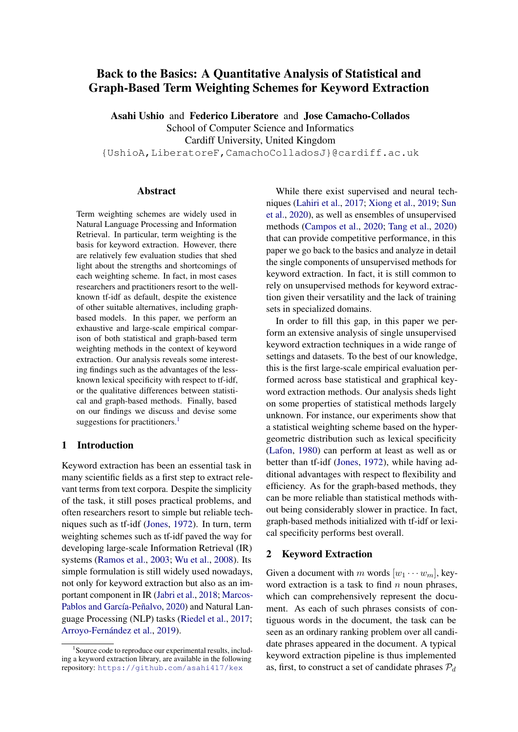# Back to the Basics: A Quantitative Analysis of Statistical and Graph-Based Term Weighting Schemes for Keyword Extraction

**Asahi Ushio** and **Federico Liberatore** and **Jose Camacho-Collados**
School of Computer Science and Informatics
Cardiff University, United Kingdom
{UshioA,LiberatoreF,CamachoColladosJ}@cardiff.ac.uk

## Abstract

Term weighting schemes are widely used in Natural Language Processing and Information Retrieval. In particular, term weighting is the basis for keyword extraction. However, there are relatively few evaluation studies that shed light about the strengths and shortcomings of each weighting scheme. In fact, in most cases researchers and practitioners resort to the well-known tf-idf as default, despite the existence of other suitable alternatives, including graph-based models. In this paper, we perform an exhaustive and large-scale empirical comparison of both statistical and graph-based term weighting methods in the context of keyword extraction. Our analysis reveals some interesting findings such as the advantages of the less-known lexical specificity with respect to tf-idf, or the qualitative differences between statistical and graph-based methods. Finally, based on our findings we discuss and devise some suggestions for practitioners.[1]

## 1 Introduction

Keyword extraction has been an essential task in many scientific fields as a first step to extract relevant terms from text corpora. Despite the simplicity of the task, it still poses practical problems, and often researchers resort to simple but reliable techniques such as tf-idf (Jones, 1972). In turn, term weighting schemes such as tf-idf paved the way for developing large-scale Information Retrieval (IR) systems (Ramos et al., 2003; Wu et al., 2008). Its simple formulation is still widely used nowadays, not only for keyword extraction but also as an important component in IR (Jabri et al., 2018; Marcos-Pablos and García-Peñalvo, 2020) and Natural Language Processing (NLP) tasks (Riedel et al., 2017; Arroyo-Fernández et al., 2019).

While there exist supervised and neural techniques (Lahiri et al., 2017; Xiong et al., 2019; Sun et al., 2020), as well as ensembles of unsupervised methods (Campos et al., 2020; Tang et al., 2020) that can provide competitive performance, in this paper we go back to the basics and analyze in detail the single components of unsupervised methods for keyword extraction. In fact, it is still common to rely on unsupervised methods for keyword extraction given their versatility and the lack of training sets in specialized domains.

In order to fill this gap, in this paper we perform an extensive analysis of single unsupervised keyword extraction techniques in a wide range of settings and datasets. To the best of our knowledge, this is the first large-scale empirical evaluation performed across base statistical and graphical keyword extraction methods. Our analysis sheds light on some properties of statistical methods largely unknown. For instance, our experiments show that a statistical weighting scheme based on the hypergeometric distribution such as lexical specificity (Lafon, 1980) can perform at least as well as or better than tf-idf (Jones, 1972), while having additional advantages with respect to flexibility and efficiency. As for the graph-based methods, they can be more reliable than statistical methods without being considerably slower in practice. In fact, graph-based methods initialized with tf-idf or lexical specificity performs best overall.

## 2 Keyword Extraction

Given a document with $m$ words $[w_1 \cdots w_m]$, keyword extraction is a task to find $n$ noun phrases, which can comprehensively represent the document. As each of such phrases consists of contiguous words in the document, the task can be seen as an ordinary ranking problem over all candidate phrases appeared in the document. A typical keyword extraction pipeline is thus implemented as, first, to construct a set of candidate phrases $\mathcal{P}_d$

[1] Source code to reproduce our experimental results, including a keyword extraction library, are available in the following repository: https://github.com/asahi417/kex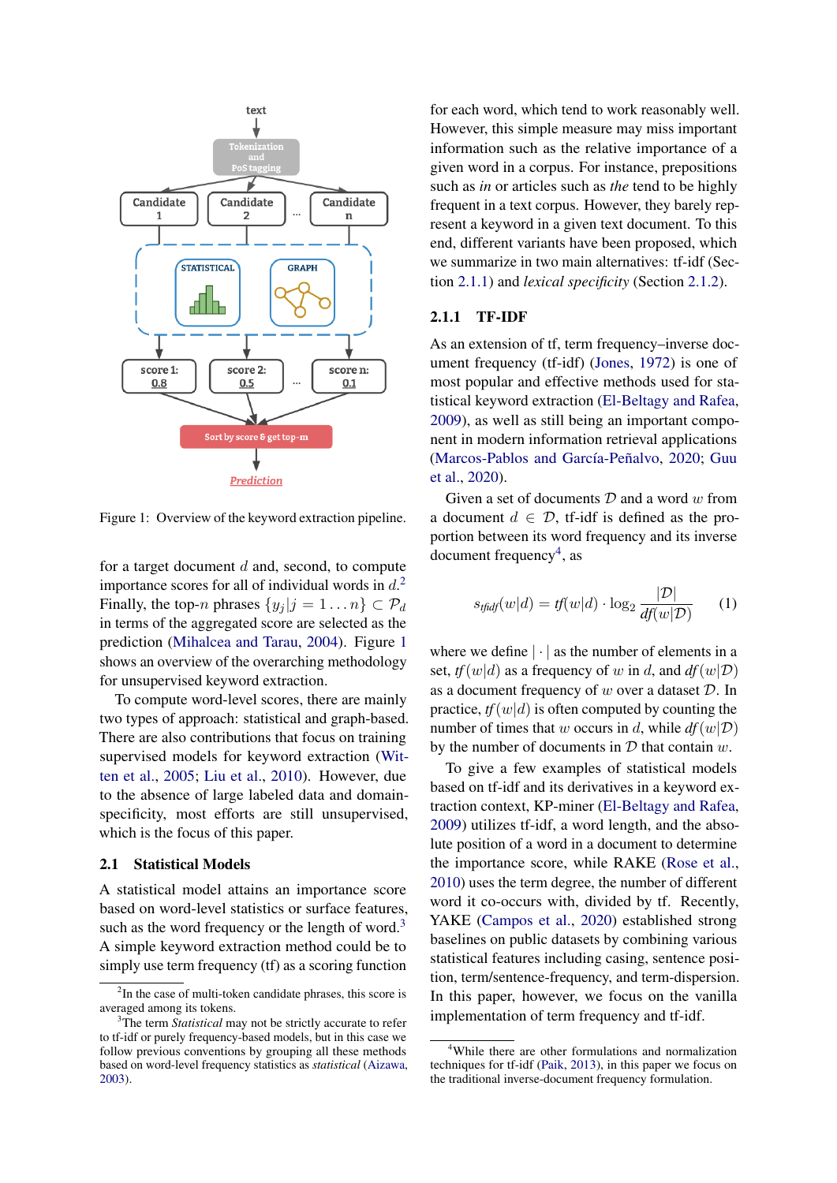Figure 1: Overview of the keyword extraction pipeline.

for a target document $d$ and, second, to compute importance scores for all of individual words in $d$.[2] Finally, the top-$n$ phrases $\{y_j | j = 1 \dots n\} \subset \mathcal{P}_d$ in terms of the aggregated score are selected as the prediction (Mihalcea and Tarau, 2004). Figure 1 shows an overview of the overarching methodology for unsupervised keyword extraction.

To compute word-level scores, there are mainly two types of approach: statistical and graph-based. There are also contributions that focus on training supervised models for keyword extraction (Witten et al., 2005; Liu et al., 2010). However, due to the absence of large labeled data and domain-specificity, most efforts are still unsupervised, which is the focus of this paper.

## 2.1 Statistical Models

A statistical model attains an importance score based on word-level statistics or surface features, such as the word frequency or the length of word.[3] A simple keyword extraction method could be to simply use term frequency (tf) as a scoring function for each word, which tend to work reasonably well. However, this simple measure may miss important information such as the relative importance of a given word in a corpus. For instance, prepositions such as *in* or articles such as *the* tend to be highly frequent in a text corpus. However, they barely represent a keyword in a given text document. To this end, different variants have been proposed, which we summarize in two main alternatives: tf-idf (Section 2.1.1) and *lexical specificity* (Section 2.1.2).

### 2.1.1 TF-IDF

As an extension of tf, term frequency–inverse document frequency (tf-idf) (Jones, 1972) is one of most popular and effective methods used for statistical keyword extraction (El-Beltagy and Rafea, 2009), as well as still being an important component in modern information retrieval applications (Marcos-Pablos and García-Peñalvo, 2020; Guu et al., 2020).

Given a set of documents $\mathcal{D}$ and a word $w$ from a document $d \in \mathcal{D}$, tf-idf is defined as the proportion between its word frequency and its inverse document frequency[4], as

$$s_{\mathit{tfidf}}(w|d) = \mathit{tf}(w|d) \cdot \log_2 \frac{|\mathcal{D}|}{\mathit{df}(w|\mathcal{D})} \tag{1}$$

where we define $|\cdot|$ as the number of elements in a set, $\mathit{tf}(w|d)$ as a frequency of $w$ in $d$, and $\mathit{df}(w|\mathcal{D})$ as a document frequency of $w$ over a dataset $\mathcal{D}$. In practice, $\mathit{tf}(w|d)$ is often computed by counting the number of times that $w$ occurs in $d$, while $\mathit{df}(w|\mathcal{D})$ by the number of documents in $\mathcal{D}$ that contain $w$.

To give a few examples of statistical models based on tf-idf and its derivatives in a keyword extraction context, KP-miner (El-Beltagy and Rafea, 2009) utilizes tf-idf, a word length, and the absolute position of a word in a document to determine the importance score, while RAKE (Rose et al., 2010) uses the term degree, the number of different word it co-occurs with, divided by tf. Recently, YAKE (Campos et al., 2020) established strong baselines on public datasets by combining various statistical features including casing, sentence position, term/sentence-frequency, and term-dispersion. In this paper, however, we focus on the vanilla implementation of term frequency and tf-idf.

---

[2] In the case of multi-token candidate phrases, this score is averaged among its tokens.

[3] The term *Statistical* may not be strictly accurate to refer to tf-idf or purely frequency-based models, but in this case we follow previous conventions by grouping all these methods based on word-level frequency statistics as *statistical* (Aizawa, 2003).

[4] While there are other formulations and normalization techniques for tf-idf (Paik, 2013), in this paper we focus on the traditional inverse-document frequency formulation.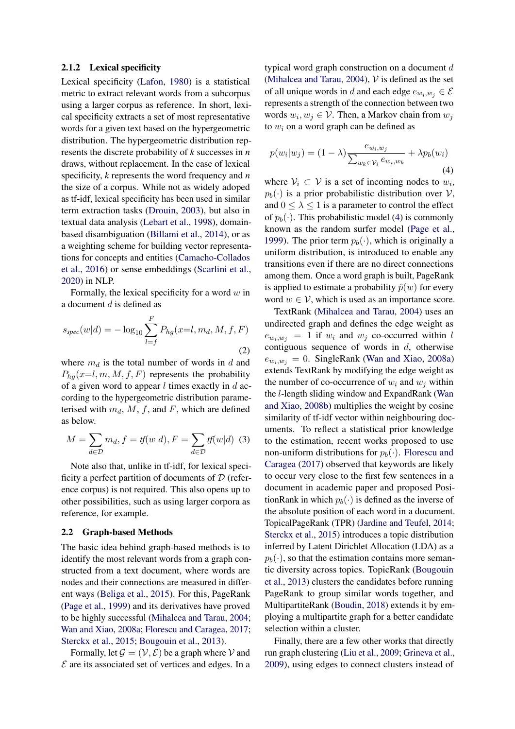### 2.1.2 Lexical specificity

Lexical specificity (Lafon, 1980) is a statistical metric to extract relevant words from a subcorpus using a larger corpus as reference. In short, lexical specificity extracts a set of most representative words for a given text based on the hypergeometric distribution. The hypergeometric distribution represents the discrete probability of *k* successes in *n* draws, without replacement. In the case of lexical specificity, *k* represents the word frequency and *n* the size of a corpus. While not as widely adoped as tf-idf, lexical specificity has been used in similar term extraction tasks (Drouin, 2003), but also in textual data analysis (Lebart et al., 1998), domain-based disambiguation (Billami et al., 2014), or as a weighting scheme for building vector representations for concepts and entities (Camacho-Collados et al., 2016) or sense embeddings (Scarlini et al., 2020) in NLP.

Formally, the lexical specificity for a word $w$ in a document $d$ is defined as

$$s_{spec}(w|d) = -\log_{10} \sum_{l=f}^{F} P_{hg}(x{=}l, m_d, M, f, F) \tag{2}$$

where $m_d$ is the total number of words in $d$ and $P_{hg}(x{=}l, m, M, f, F)$ represents the probability of a given word to appear $l$ times exactly in $d$ according to the hypergeometric distribution parameterised with $m_d$, $M$, $f$, and $F$, which are defined as below.

$$M = \sum_{d \in \mathcal{D}} m_d, \; f = \mathit{tf}(w|d), \; F = \sum_{d \in \mathcal{D}} \mathit{tf}(w|d) \tag{3}$$

Note also that, unlike in tf-idf, for lexical specificity a perfect partition of documents of $\mathcal{D}$ (reference corpus) is not required. This also opens up to other possibilities, such as using larger corpora as reference, for example.

## 2.2 Graph-based Methods

The basic idea behind graph-based methods is to identify the most relevant words from a graph constructed from a text document, where words are nodes and their connections are measured in different ways (Beliga et al., 2015). For this, PageRank (Page et al., 1999) and its derivatives have proved to be highly successful (Mihalcea and Tarau, 2004; Wan and Xiao, 2008a; Florescu and Caragea, 2017; Sterckx et al., 2015; Bougouin et al., 2013).

Formally, let $\mathcal{G} = (\mathcal{V}, \mathcal{E})$ be a graph where $\mathcal{V}$ and $\mathcal{E}$ are its associated set of vertices and edges. In a typical word graph construction on a document $d$ (Mihalcea and Tarau, 2004), $\mathcal{V}$ is defined as the set of all unique words in $d$ and each edge $e_{w_i,w_j} \in \mathcal{E}$ represents a strength of the connection between two words $w_i, w_j \in \mathcal{V}$. Then, a Markov chain from $w_j$ to $w_i$ on a word graph can be defined as

$$p(w_i|w_j) = (1-\lambda)\frac{e_{w_i,w_j}}{\sum_{w_k \in \mathcal{V}_i} e_{w_i,w_k}} + \lambda p_b(w_i) \tag{4}$$

where $\mathcal{V}_i \subset \mathcal{V}$ is a set of incoming nodes to $w_i$, $p_b(\cdot)$ is a prior probabilistic distribution over $\mathcal{V}$, and $0 \leq \lambda \leq 1$ is a parameter to control the effect of $p_b(\cdot)$. This probabilistic model (4) is commonly known as the random surfer model (Page et al., 1999). The prior term $p_b(\cdot)$, which is originally a uniform distribution, is introduced to enable any transitions even if there are no direct connections among them. Once a word graph is built, PageRank is applied to estimate a probability $\hat{p}(w)$ for every word $w \in \mathcal{V}$, which is used as an importance score.

TextRank (Mihalcea and Tarau, 2004) uses an undirected graph and defines the edge weight as $e_{w_i,w_j} = 1$ if $w_i$ and $w_j$ co-occurred within $l$ contiguous sequence of words in $d$, otherwise $e_{w_i,w_j} = 0$. SingleRank (Wan and Xiao, 2008a) extends TextRank by modifying the edge weight as the number of co-occurrence of $w_i$ and $w_j$ within the $l$-length sliding window and ExpandRank (Wan and Xiao, 2008b) multiplies the weight by cosine similarity of tf-idf vector within neighbouring documents. To reflect a statistical prior knowledge to the estimation, recent works proposed to use non-uniform distributions for $p_b(\cdot)$. Florescu and Caragea (2017) observed that keywords are likely to occur very close to the first few sentences in a document in academic paper and proposed PositionRank in which $p_b(\cdot)$ is defined as the inverse of the absolute position of each word in a document. TopicalPageRank (TPR) (Jardine and Teufel, 2014; Sterckx et al., 2015) introduces a topic distribution inferred by Latent Dirichlet Allocation (LDA) as a $p_b(\cdot)$, so that the estimation contains more semantic diversity across topics. TopicRank (Bougouin et al., 2013) clusters the candidates before running PageRank to group similar words together, and MultipartiteRank (Boudin, 2018) extends it by employing a multipartite graph for a better candidate selection within a cluster.

Finally, there are a few other works that directly run graph clustering (Liu et al., 2009; Grineva et al., 2009), using edges to connect clusters instead of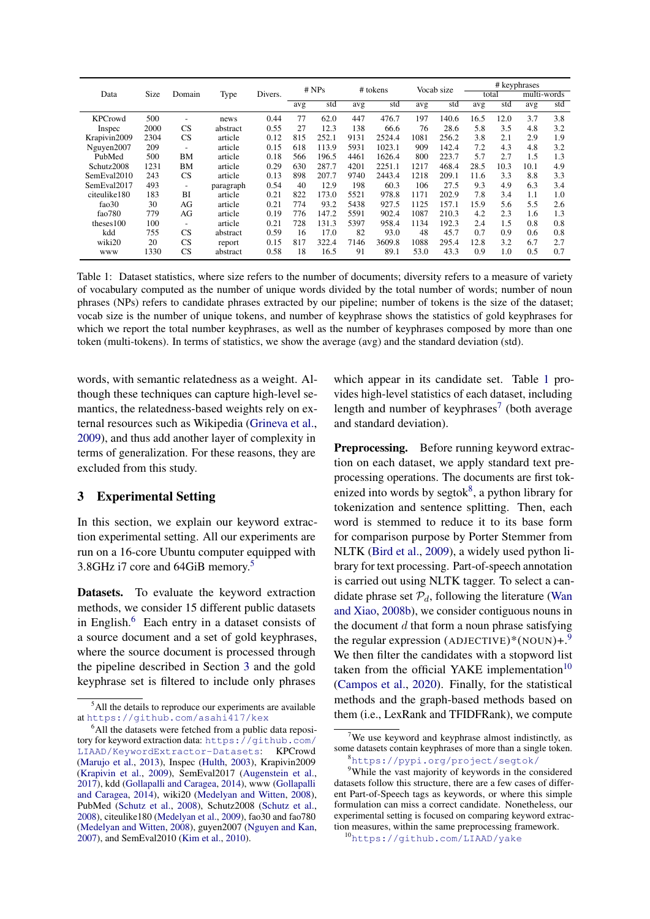| Data | Size | Domain | Type | Divers. | # NPs | | # tokens | | Vocab size | | # keyphrases | | | |
|---|---|---|---|---|---|---|---|---|---|---|---|---|---|---|
| | | | | | | | | | | | total | | multi-words | |
| | | | | | avg | std | avg | std | avg | std | avg | std | avg | std |
| KPCrowd | 500 | - | news | 0.44 | 77 | 62.0 | 447 | 476.7 | 197 | 140.6 | 16.5 | 12.0 | 3.7 | 3.8 |
| Inspec | 2000 | CS | abstract | 0.55 | 27 | 12.3 | 138 | 66.6 | 76 | 28.6 | 5.8 | 3.5 | 4.8 | 3.2 |
| Krapivin2009 | 2304 | CS | article | 0.12 | 815 | 252.1 | 9131 | 2524.4 | 1081 | 256.2 | 3.8 | 2.1 | 2.9 | 1.9 |
| Nguyen2007 | 209 | - | article | 0.15 | 618 | 113.9 | 5931 | 1023.1 | 909 | 142.4 | 7.2 | 4.3 | 4.8 | 3.2 |
| PubMed | 500 | BM | article | 0.18 | 566 | 196.5 | 4461 | 1626.4 | 800 | 223.7 | 5.7 | 2.7 | 1.5 | 1.3 |
| Schutz2008 | 1231 | BM | article | 0.29 | 630 | 287.7 | 4201 | 2251.1 | 1217 | 468.4 | 28.5 | 10.3 | 10.1 | 4.9 |
| SemEval2010 | 243 | CS | article | 0.13 | 898 | 207.7 | 9740 | 2443.4 | 1218 | 209.1 | 11.6 | 3.3 | 8.8 | 3.3 |
| SemEval2017 | 493 | - | paragraph | 0.54 | 40 | 12.9 | 198 | 60.3 | 106 | 27.5 | 9.3 | 4.9 | 6.3 | 3.4 |
| citeulike180 | 183 | BI | article | 0.21 | 822 | 173.0 | 5521 | 978.8 | 1171 | 202.9 | 7.8 | 3.4 | 1.1 | 1.0 |
| fao30 | 30 | AG | article | 0.21 | 774 | 93.2 | 5438 | 927.5 | 1125 | 157.1 | 15.9 | 5.6 | 5.5 | 2.6 |
| fao780 | 779 | AG | article | 0.19 | 776 | 147.2 | 5591 | 902.4 | 1087 | 210.3 | 4.2 | 2.3 | 1.6 | 1.3 |
| theses100 | 100 | - | article | 0.21 | 728 | 131.3 | 5397 | 958.4 | 1134 | 192.3 | 2.4 | 1.5 | 0.8 | 0.8 |
| kdd | 755 | CS | abstract | 0.59 | 16 | 17.0 | 82 | 93.0 | 48 | 45.7 | 0.7 | 0.9 | 0.6 | 0.8 |
| wiki20 | 20 | CS | report | 0.15 | 817 | 322.4 | 7146 | 3609.8 | 1088 | 295.4 | 12.8 | 3.2 | 6.7 | 2.7 |
| www | 1330 | CS | abstract | 0.58 | 18 | 16.5 | 91 | 89.1 | 53.0 | 43.3 | 0.9 | 1.0 | 0.5 | 0.7 |

Table 1: Dataset statistics, where size refers to the number of documents; diversity refers to a measure of variety of vocabulary computed as the number of unique words divided by the total number of words; number of noun phrases (NPs) refers to candidate phrases extracted by our pipeline; number of tokens is the size of the dataset; vocab size is the number of unique tokens, and number of keyphrase shows the statistics of gold keyphrases for which we report the total number keyphrases, as well as the number of keyphrases composed by more than one token (multi-tokens). In terms of statistics, we show the average (avg) and the standard deviation (std).

words, with semantic relatedness as a weight. Although these techniques can capture high-level semantics, the relatedness-based weights rely on external resources such as Wikipedia (Grineva et al., 2009), and thus add another layer of complexity in terms of generalization. For these reasons, they are excluded from this study.

## 3 Experimental Setting

In this section, we explain our keyword extraction experimental setting. All our experiments are run on a 16-core Ubuntu computer equipped with 3.8GHz i7 core and 64GiB memory.[5]

**Datasets.** To evaluate the keyword extraction methods, we consider 15 different public datasets in English.[6] Each entry in a dataset consists of a source document and a set of gold keyphrases, where the source document is processed through the pipeline described in Section 3 and the gold keyphrase set is filtered to include only phrases which appear in its candidate set. Table 1 provides high-level statistics of each dataset, including length and number of keyphrases[7] (both average and standard deviation).

**Preprocessing.** Before running keyword extraction on each dataset, we apply standard text preprocessing operations. The documents are first tokenized into words by segtok[8], a python library for tokenization and sentence splitting. Then, each word is stemmed to reduce it to its base form for comparison purpose by Porter Stemmer from NLTK (Bird et al., 2009), a widely used python library for text processing. Part-of-speech annotation is carried out using NLTK tagger. To select a candidate phrase set $\mathcal{P}_d$, following the literature (Wan and Xiao, 2008b), we consider contiguous nouns in the document $d$ that form a noun phrase satisfying the regular expression (ADJECTIVE)*(NOUN)+.[9] We then filter the candidates with a stopword list taken from the official YAKE implementation[10] (Campos et al., 2020). Finally, for the statistical methods and the graph-based methods based on them (i.e., LexRank and TFIDFRank), we compute

[5] All the details to reproduce our experiments are available at https://github.com/asahi417/kex

[6] All the datasets were fetched from a public data repository for keyword extraction data: https://github.com/LIAAD/KeywordExtractor-Datasets: KPCrowd (Marujo et al., 2013), Inspec (Hulth, 2003), Krapivin2009 (Krapivin et al., 2009), SemEval2017 (Augenstein et al., 2017), kdd (Gollapalli and Caragea, 2014), www (Gollapalli and Caragea, 2014), wiki20 (Medelyan and Witten, 2008), PubMed (Schutz et al., 2008), Schutz2008 (Schutz et al., 2008), citeulike180 (Medelyan et al., 2009), fao30 and fao780 (Medelyan and Witten, 2008), guyen2007 (Nguyen and Kan, 2007), and SemEval2010 (Kim et al., 2010).

[7] We use keyword and keyphrase almost indistinctly, as some datasets contain keyphrases of more than a single token.

[8] https://pypi.org/project/segtok/

[9] While the vast majority of keywords in the considered datasets follow this structure, there are a few cases of different Part-of-Speech tags as keywords, or where this simple formulation can miss a correct candidate. Nonetheless, our experimental setting is focused on comparing keyword extraction measures, within the same preprocessing framework.

[10] https://github.com/LIAAD/yake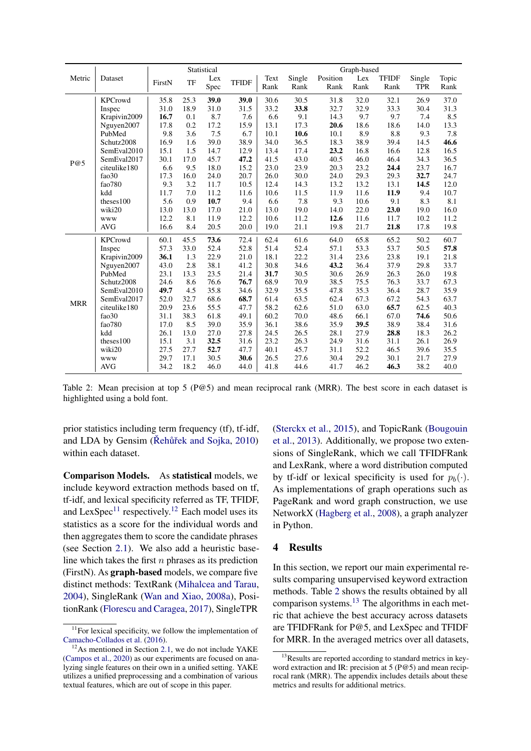| Metric | Dataset | Statistical | | | | Graph-based | | | | | | |
|---|---|---|---|---|---|---|---|---|---|---|---|---|
| | | FirstN | TF | Lex Spec | TFIDF | Text Rank | Single Rank | Position Rank | Lex Rank | TFIDF Rank | Single TPR | Topic Rank |
| P@5 | KPCrowd | 35.8 | 25.3 | **39.0** | **39.0** | 30.6 | 30.5 | 31.8 | 32.0 | 32.1 | 26.9 | 37.0 |
| | Inspec | 31.0 | 18.9 | 31.0 | 31.5 | 33.2 | **33.8** | 32.7 | 32.9 | 33.3 | 30.4 | 31.3 |
| | Krapivin2009 | **16.7** | 0.1 | 8.7 | 7.6 | 6.6 | 9.1 | 14.3 | 9.7 | 9.7 | 7.4 | 8.5 |
| | Nguyen2007 | 17.8 | 0.2 | 17.2 | 15.9 | 13.1 | 17.3 | **20.6** | 18.6 | 18.6 | 14.0 | 13.3 |
| | PubMed | 9.8 | 3.6 | 7.5 | 6.7 | 10.1 | **10.6** | 10.1 | 8.9 | 8.8 | 9.3 | 7.8 |
| | Schutz2008 | 16.9 | 1.6 | 39.0 | 38.9 | 34.0 | 36.5 | 18.3 | 38.9 | 39.4 | 14.5 | **46.6** |
| | SemEval2010 | 15.1 | 1.5 | 14.7 | 12.9 | 13.4 | 17.4 | **23.2** | 16.8 | 16.6 | 12.8 | 16.5 |
| | SemEval2017 | 30.1 | 17.0 | 45.7 | **47.2** | 41.5 | 43.0 | 40.5 | 46.0 | 46.4 | 34.3 | 36.5 |
| | citeulike180 | 6.6 | 9.5 | 18.0 | 15.2 | 23.0 | 23.9 | 20.3 | 23.2 | **24.4** | 23.7 | 16.7 |
| | fao30 | 17.3 | 16.0 | 24.0 | 20.7 | 26.0 | 30.0 | 24.0 | 29.3 | 29.3 | **32.7** | 24.7 |
| | fao780 | 9.3 | 3.2 | 11.7 | 10.5 | 12.4 | 14.3 | 13.2 | 13.2 | 13.1 | **14.5** | 12.0 |
| | kdd | 11.7 | 7.0 | 11.2 | 11.6 | 10.6 | 11.5 | 11.9 | 11.6 | **11.9** | 9.4 | 10.7 |
| | theses100 | 5.6 | 0.9 | **10.7** | 9.4 | 6.6 | 7.8 | 9.3 | 10.6 | 9.1 | 8.3 | 8.1 |
| | wiki20 | 13.0 | 13.0 | 17.0 | 21.0 | 13.0 | 19.0 | 14.0 | 22.0 | **23.0** | 19.0 | 16.0 |
| | www | 12.2 | 8.1 | 11.9 | 12.2 | 10.6 | 11.2 | **12.6** | 11.6 | 11.7 | 10.2 | 11.2 |
| | AVG | 16.6 | 8.4 | 20.5 | 20.0 | 19.0 | 21.1 | 19.8 | 21.7 | **21.8** | 17.8 | 19.8 |
| MRR | KPCrowd | 60.1 | 45.5 | **73.6** | 72.4 | 62.4 | 61.6 | 64.0 | 65.8 | 65.2 | 50.2 | 60.7 |
| | Inspec | 57.3 | 33.0 | 52.4 | 52.8 | 51.4 | 52.4 | 57.1 | 53.3 | 53.7 | 50.5 | **57.8** |
| | Krapivin2009 | **36.1** | 1.3 | 22.9 | 21.0 | 18.1 | 22.2 | 31.4 | 23.6 | 23.8 | 19.1 | 21.8 |
| | Nguyen2007 | 43.0 | 2.8 | 38.1 | 41.2 | 30.8 | 34.6 | **43.2** | 36.4 | 37.9 | 29.8 | 33.7 |
| | PubMed | 23.1 | 13.3 | 23.5 | 21.4 | **31.7** | 30.5 | 30.6 | 26.9 | 26.3 | 26.0 | 19.8 |
| | Schutz2008 | 24.6 | 8.6 | 76.6 | **76.7** | 68.9 | 70.9 | 38.5 | 75.5 | 76.3 | 33.7 | 67.3 |
| | SemEval2010 | **49.7** | 4.5 | 35.8 | 34.6 | 32.9 | 35.5 | 47.8 | 35.3 | 36.4 | 28.7 | 35.9 |
| | SemEval2017 | 52.0 | 32.7 | 68.6 | **68.7** | 61.4 | 63.5 | 62.4 | 67.3 | 67.2 | 54.3 | 63.7 |
| | citeulike180 | 20.9 | 23.6 | 55.5 | 47.7 | 58.2 | 62.6 | 51.0 | 63.0 | **65.7** | 62.5 | 40.3 |
| | fao30 | 31.1 | 38.3 | 61.8 | 49.1 | 60.2 | 70.0 | 48.6 | 66.1 | 67.0 | **74.6** | 50.6 |
| | fao780 | 17.0 | 8.5 | 39.0 | 35.9 | 36.1 | 38.6 | 35.9 | **39.5** | 38.9 | 38.4 | 31.6 |
| | kdd | 26.1 | 13.0 | 27.0 | 27.8 | 24.5 | 26.5 | 28.1 | 27.9 | **28.8** | 18.3 | 26.2 |
| | theses100 | 15.1 | 3.1 | **32.5** | 31.6 | 23.2 | 26.3 | 24.9 | 31.6 | 31.1 | 26.1 | 26.9 |
| | wiki20 | 27.5 | 27.7 | **52.7** | 47.7 | 40.1 | 45.7 | 31.1 | 52.2 | 46.5 | 39.6 | 35.5 |
| | www | 29.7 | 17.1 | 30.5 | **30.6** | 26.5 | 27.6 | 30.4 | 29.2 | 30.1 | 21.7 | 27.9 |
| | AVG | 34.2 | 18.2 | 46.0 | 44.0 | 41.8 | 44.6 | 41.7 | 46.2 | **46.3** | 38.2 | 40.0 |

Table 2: Mean precision at top 5 (P@5) and mean reciprocal rank (MRR). The best score in each dataset is highlighted using a bold font.

prior statistics including term frequency (tf), tf-idf, and LDA by Gensim (Řehůřek and Sojka, 2010) within each dataset.

**Comparison Models.** As **statistical** models, we include keyword extraction methods based on tf, tf-idf, and lexical specificity referred as TF, TFIDF, and LexSpec[11] respectively.[12] Each model uses its statistics as a score for the individual words and then aggregates them to score the candidate phrases (see Section 2.1). We also add a heuristic baseline which takes the first $n$ phrases as its prediction (FirstN). As **graph-based** models, we compare five distinct methods: TextRank (Mihalcea and Tarau, 2004), SingleRank (Wan and Xiao, 2008a), PositionRank (Florescu and Caragea, 2017), SingleTPR (Sterckx et al., 2015), and TopicRank (Bougouin et al., 2013). Additionally, we propose two extensions of SingleRank, which we call TFIDFRank and LexRank, where a word distribution computed by tf-idf or lexical specificity is used for $p_b(\cdot)$. As implementations of graph operations such as PageRank and word graph construction, we use NetworkX (Hagberg et al., 2008), a graph analyzer in Python.

## 4 Results

In this section, we report our main experimental results comparing unsupervised keyword extraction methods. Table 2 shows the results obtained by all comparison systems.[13] The algorithms in each metric that achieve the best accuracy across datasets are TFIDFRank for P@5, and LexSpec and TFIDF for MRR. In the averaged metrics over all datasets,

[11] For lexical specificity, we follow the implementation of Camacho-Collados et al. (2016).

[12] As mentioned in Section 2.1, we do not include YAKE (Campos et al., 2020) as our experiments are focused on analyzing single features on their own in a unified setting. YAKE utilizes a unified preprocessing and a combination of various textual features, which are out of scope in this paper.

[13] Results are reported according to standard metrics in keyword extraction and IR: precision at 5 (P@5) and mean reciprocal rank (MRR). The appendix includes details about these metrics and results for additional metrics.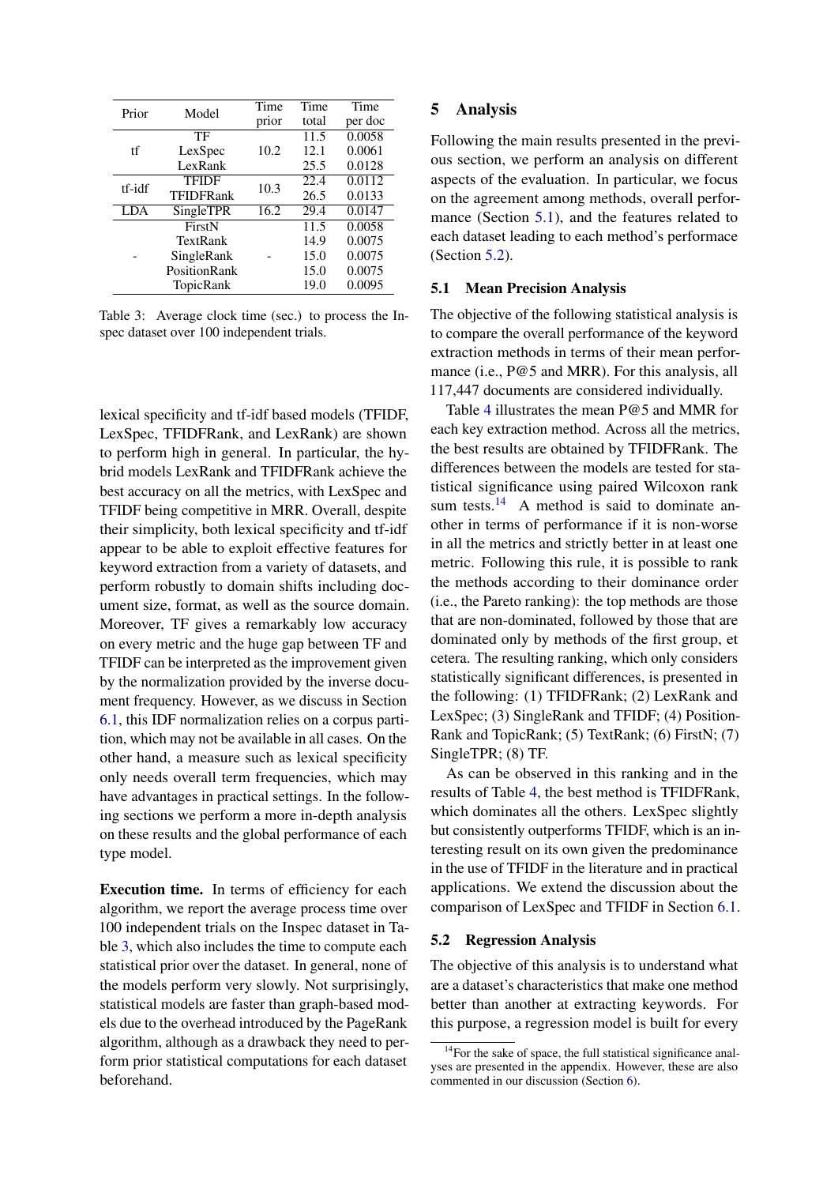| Prior | Model | Time prior | Time total | Time per doc |
|---|---|---|---|---|
| tf | TF | 10.2 | 11.5 | 0.0058 |
| | LexSpec | | 12.1 | 0.0061 |
| | LexRank | | 25.5 | 0.0128 |
| tf-idf | TFIDF | 10.3 | 22.4 | 0.0112 |
| | TFIDFRank | | 26.5 | 0.0133 |
| LDA | SingleTPR | 16.2 | 29.4 | 0.0147 |
| - | FirstN | - | 11.5 | 0.0058 |
| | TextRank | | 14.9 | 0.0075 |
| | SingleRank | | 15.0 | 0.0075 |
| | PositionRank | | 15.0 | 0.0075 |
| | TopicRank | | 19.0 | 0.0095 |

Table 3: Average clock time (sec.) to process the Inspec dataset over 100 independent trials.

lexical specificity and tf-idf based models (TFIDF, LexSpec, TFIDFRank, and LexRank) are shown to perform high in general. In particular, the hybrid models LexRank and TFIDFRank achieve the best accuracy on all the metrics, with LexSpec and TFIDF being competitive in MRR. Overall, despite their simplicity, both lexical specificity and tf-idf appear to be able to exploit effective features for keyword extraction from a variety of datasets, and perform robustly to domain shifts including document size, format, as well as the source domain. Moreover, TF gives a remarkably low accuracy on every metric and the huge gap between TF and TFIDF can be interpreted as the improvement given by the normalization provided by the inverse document frequency. However, as we discuss in Section 6.1, this IDF normalization relies on a corpus partition, which may not be available in all cases. On the other hand, a measure such as lexical specificity only needs overall term frequencies, which may have advantages in practical settings. In the following sections we perform a more in-depth analysis on these results and the global performance of each type model.

**Execution time.** In terms of efficiency for each algorithm, we report the average process time over 100 independent trials on the Inspec dataset in Table 3, which also includes the time to compute each statistical prior over the dataset. In general, none of the models perform very slowly. Not surprisingly, statistical models are faster than graph-based models due to the overhead introduced by the PageRank algorithm, although as a drawback they need to perform prior statistical computations for each dataset beforehand.

## 5 Analysis

Following the main results presented in the previous section, we perform an analysis on different aspects of the evaluation. In particular, we focus on the agreement among methods, overall performance (Section 5.1), and the features related to each dataset leading to each method's performace (Section 5.2).

### 5.1 Mean Precision Analysis

The objective of the following statistical analysis is to compare the overall performance of the keyword extraction methods in terms of their mean performance (i.e., P@5 and MRR). For this analysis, all 117,447 documents are considered individually.

Table 4 illustrates the mean P@5 and MMR for each key extraction method. Across all the metrics, the best results are obtained by TFIDFRank. The differences between the models are tested for statistical significance using paired Wilcoxon rank sum tests.[14] A method is said to dominate another in terms of performance if it is non-worse in all the metrics and strictly better in at least one metric. Following this rule, it is possible to rank the methods according to their dominance order (i.e., the Pareto ranking): the top methods are those that are non-dominated, followed by those that are dominated only by methods of the first group, et cetera. The resulting ranking, which only considers statistically significant differences, is presented in the following: (1) TFIDFRank; (2) LexRank and LexSpec; (3) SingleRank and TFIDF; (4) PositionRank and TopicRank; (5) TextRank; (6) FirstN; (7) SingleTPR; (8) TF.

As can be observed in this ranking and in the results of Table 4, the best method is TFIDFRank, which dominates all the others. LexSpec slightly but consistently outperforms TFIDF, which is an interesting result on its own given the predominance in the use of TFIDF in the literature and in practical applications. We extend the discussion about the comparison of LexSpec and TFIDF in Section 6.1.

### 5.2 Regression Analysis

The objective of this analysis is to understand what are a dataset's characteristics that make one method better than another at extracting keywords. For this purpose, a regression model is built for every

[14] For the sake of space, the full statistical significance analyses are presented in the appendix. However, these are also commented in our discussion (Section 6).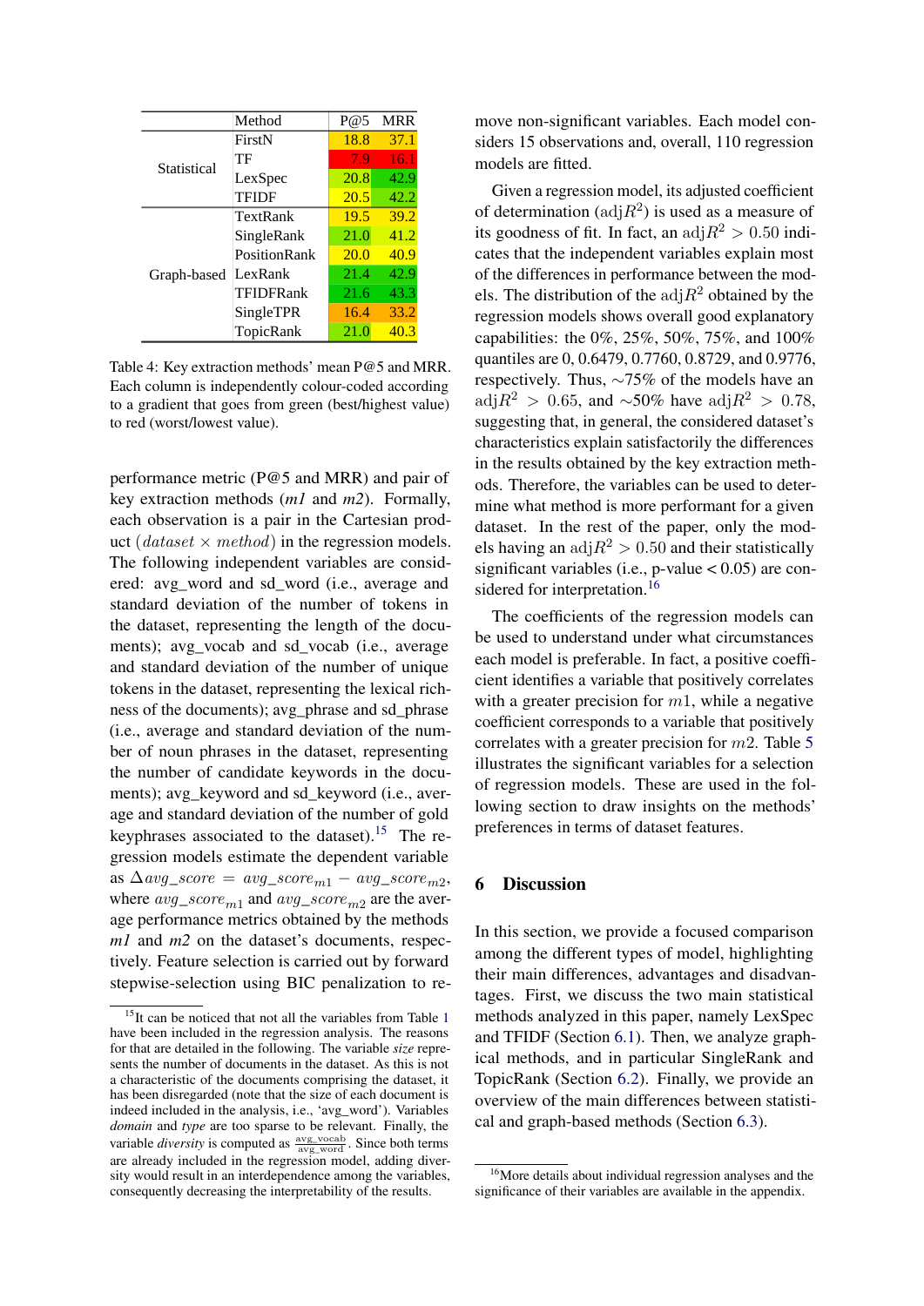| | Method | P@5 | MRR |
|---|---|---|---|
| Statistical | FirstN | 18.8 | 37.1 |
| | TF | 7.9 | 16.1 |
| | LexSpec | 20.8 | 42.9 |
| | TFIDF | 20.5 | 42.2 |
| Graph-based | TextRank | 19.5 | 39.2 |
| | SingleRank | 21.0 | 41.2 |
| | PositionRank | 20.0 | 40.9 |
| | LexRank | 21.4 | 42.9 |
| | TFIDFRank | 21.6 | 43.3 |
| | SingleTPR | 16.4 | 33.2 |
| | TopicRank | 21.0 | 40.3 |

Table 4: Key extraction methods' mean P@5 and MRR. Each column is independently colour-coded according to a gradient that goes from green (best/highest value) to red (worst/lowest value).

performance metric (P@5 and MRR) and pair of key extraction methods (*m1* and *m2*). Formally, each observation is a pair in the Cartesian product $(dataset \times method)$ in the regression models. The following independent variables are considered: avg_word and sd_word (i.e., average and standard deviation of the number of tokens in the dataset, representing the length of the documents); avg_vocab and sd_vocab (i.e., average and standard deviation of the number of unique tokens in the dataset, representing the lexical richness of the documents); avg_phrase and sd_phrase (i.e., average and standard deviation of the number of noun phrases in the dataset, representing the number of candidate keywords in the documents); avg_keyword and sd_keyword (i.e., average and standard deviation of the number of gold keyphrases associated to the dataset).[15] The regression models estimate the dependent variable as $\Delta avg\_score = avg\_score_{m1} - avg\_score_{m2}$, where $avg\_score_{m1}$ and $avg\_score_{m2}$ are the average performance metrics obtained by the methods *m1* and *m2* on the dataset's documents, respectively. Feature selection is carried out by forward stepwise-selection using BIC penalization to remove non-significant variables. Each model considers 15 observations and, overall, 110 regression models are fitted.

Given a regression model, its adjusted coefficient of determination ($\text{adj}R^2$) is used as a measure of its goodness of fit. In fact, an $\text{adj}R^2 > 0.50$ indicates that the independent variables explain most of the differences in performance between the models. The distribution of the $\text{adj}R^2$ obtained by the regression models shows overall good explanatory capabilities: the 0%, 25%, 50%, 75%, and 100% quantiles are 0, 0.6479, 0.7760, 0.8729, and 0.9776, respectively. Thus, ∼75% of the models have an $\text{adj}R^2 > 0.65$, and ∼50% have $\text{adj}R^2 > 0.78$, suggesting that, in general, the considered dataset's characteristics explain satisfactorily the differences in the results obtained by the key extraction methods. Therefore, the variables can be used to determine what method is more performant for a given dataset. In the rest of the paper, only the models having an $\text{adj}R^2 > 0.50$ and their statistically significant variables (i.e., p-value < 0.05) are considered for interpretation.[16]

The coefficients of the regression models can be used to understand under what circumstances each model is preferable. In fact, a positive coefficient identifies a variable that positively correlates with a greater precision for $m1$, while a negative coefficient corresponds to a variable that positively correlates with a greater precision for $m2$. Table 5 illustrates the significant variables for a selection of regression models. These are used in the following section to draw insights on the methods' preferences in terms of dataset features.

## 6 Discussion

In this section, we provide a focused comparison among the different types of model, highlighting their main differences, advantages and disadvantages. First, we discuss the two main statistical methods analyzed in this paper, namely LexSpec and TFIDF (Section 6.1). Then, we analyze graphical methods, and in particular SingleRank and TopicRank (Section 6.2). Finally, we provide an overview of the main differences between statistical and graph-based methods (Section 6.3).

[15] It can be noticed that not all the variables from Table 1 have been included in the regression analysis. The reasons for that are detailed in the following. The variable *size* represents the number of documents in the dataset. As this is not a characteristic of the documents comprising the dataset, it has been disregarded (note that the size of each document is indeed included in the analysis, i.e., 'avg_word'). Variables *domain* and *type* are too sparse to be relevant. Finally, the variable *diversity* is computed as $\frac{\text{avg\_vocab}}{\text{avg\_word}}$. Since both terms are already included in the regression model, adding diversity would result in an interdependence among the variables, consequently decreasing the interpretability of the results.

[16] More details about individual regression analyses and the significance of their variables are available in the appendix.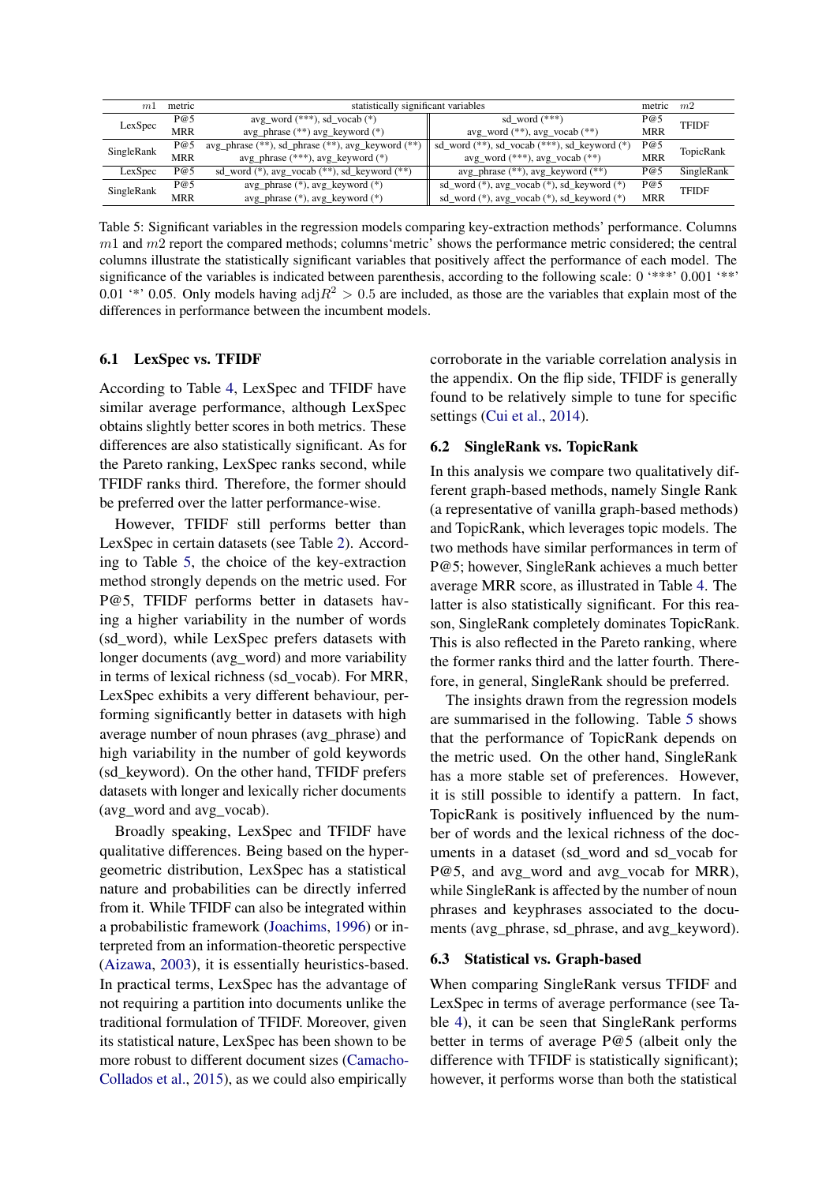| $m1$ | metric | statistically significant variables | | metric | $m2$ |
|---|---|---|---|---|---|
| LexSpec | P@5 | avg_word (***), sd_vocab (*) | sd_word (***) | P@5 | TFIDF |
| | MRR | avg_phrase (**) avg_keyword (*) | avg_word (**), avg_vocab (**) | MRR | |
| SingleRank | P@5 | avg_phrase (**), sd_phrase (**), avg_keyword (**) | sd_word (**), sd_vocab (***), sd_keyword (*) | P@5 | TopicRank |
| | MRR | avg_phrase (***), avg_keyword (*) | avg_word (***), avg_vocab (**) | MRR | |
| LexSpec | P@5 | sd_word (*), avg_vocab (**), sd_keyword (**) | avg_phrase (**), avg_keyword (**) | P@5 | SingleRank |
| SingleRank | P@5 | avg_phrase (*), avg_keyword (*) | sd_word (*), avg_vocab (*), sd_keyword (*) | P@5 | TFIDF |
| | MRR | avg_phrase (*), avg_keyword (*) | sd_word (*), avg_vocab (*), sd_keyword (*) | MRR | |

Table 5: Significant variables in the regression models comparing key-extraction methods' performance. Columns $m1$ and $m2$ report the compared methods; columns'metric' shows the performance metric considered; the central columns illustrate the statistically significant variables that positively affect the performance of each model. The significance of the variables is indicated between parenthesis, according to the following scale: 0 '***' 0.001 '**' 0.01 '*' 0.05. Only models having $\text{adj}R^2 > 0.5$ are included, as those are the variables that explain most of the differences in performance between the incumbent models.

### 6.1 LexSpec vs. TFIDF

According to Table 4, LexSpec and TFIDF have similar average performance, although LexSpec obtains slightly better scores in both metrics. These differences are also statistically significant. As for the Pareto ranking, LexSpec ranks second, while TFIDF ranks third. Therefore, the former should be preferred over the latter performance-wise.

However, TFIDF still performs better than LexSpec in certain datasets (see Table 2). According to Table 5, the choice of the key-extraction method strongly depends on the metric used. For P@5, TFIDF performs better in datasets having a higher variability in the number of words (sd_word), while LexSpec prefers datasets with longer documents (avg_word) and more variability in terms of lexical richness (sd_vocab). For MRR, LexSpec exhibits a very different behaviour, performing significantly better in datasets with high average number of noun phrases (avg_phrase) and high variability in the number of gold keywords (sd_keyword). On the other hand, TFIDF prefers datasets with longer and lexically richer documents (avg_word and avg_vocab).

Broadly speaking, LexSpec and TFIDF have qualitative differences. Being based on the hypergeometric distribution, LexSpec has a statistical nature and probabilities can be directly inferred from it. While TFIDF can also be integrated within a probabilistic framework (Joachims, 1996) or interpreted from an information-theoretic perspective (Aizawa, 2003), it is essentially heuristics-based. In practical terms, LexSpec has the advantage of not requiring a partition into documents unlike the traditional formulation of TFIDF. Moreover, given its statistical nature, LexSpec has been shown to be more robust to different document sizes (Camacho-Collados et al., 2015), as we could also empirically corroborate in the variable correlation analysis in the appendix. On the flip side, TFIDF is generally found to be relatively simple to tune for specific settings (Cui et al., 2014).

### 6.2 SingleRank vs. TopicRank

In this analysis we compare two qualitatively different graph-based methods, namely Single Rank (a representative of vanilla graph-based methods) and TopicRank, which leverages topic models. The two methods have similar performances in term of P@5; however, SingleRank achieves a much better average MRR score, as illustrated in Table 4. The latter is also statistically significant. For this reason, SingleRank completely dominates TopicRank. This is also reflected in the Pareto ranking, where the former ranks third and the latter fourth. Therefore, in general, SingleRank should be preferred.

The insights drawn from the regression models are summarised in the following. Table 5 shows that the performance of TopicRank depends on the metric used. On the other hand, SingleRank has a more stable set of preferences. However, it is still possible to identify a pattern. In fact, TopicRank is positively influenced by the number of words and the lexical richness of the documents in a dataset (sd_word and sd_vocab for P@5, and avg_word and avg_vocab for MRR), while SingleRank is affected by the number of noun phrases and keyphrases associated to the documents (avg_phrase, sd_phrase, and avg_keyword).

### 6.3 Statistical vs. Graph-based

When comparing SingleRank versus TFIDF and LexSpec in terms of average performance (see Table 4), it can be seen that SingleRank performs better in terms of average P@5 (albeit only the difference with TFIDF is statistically significant); however, it performs worse than both the statistical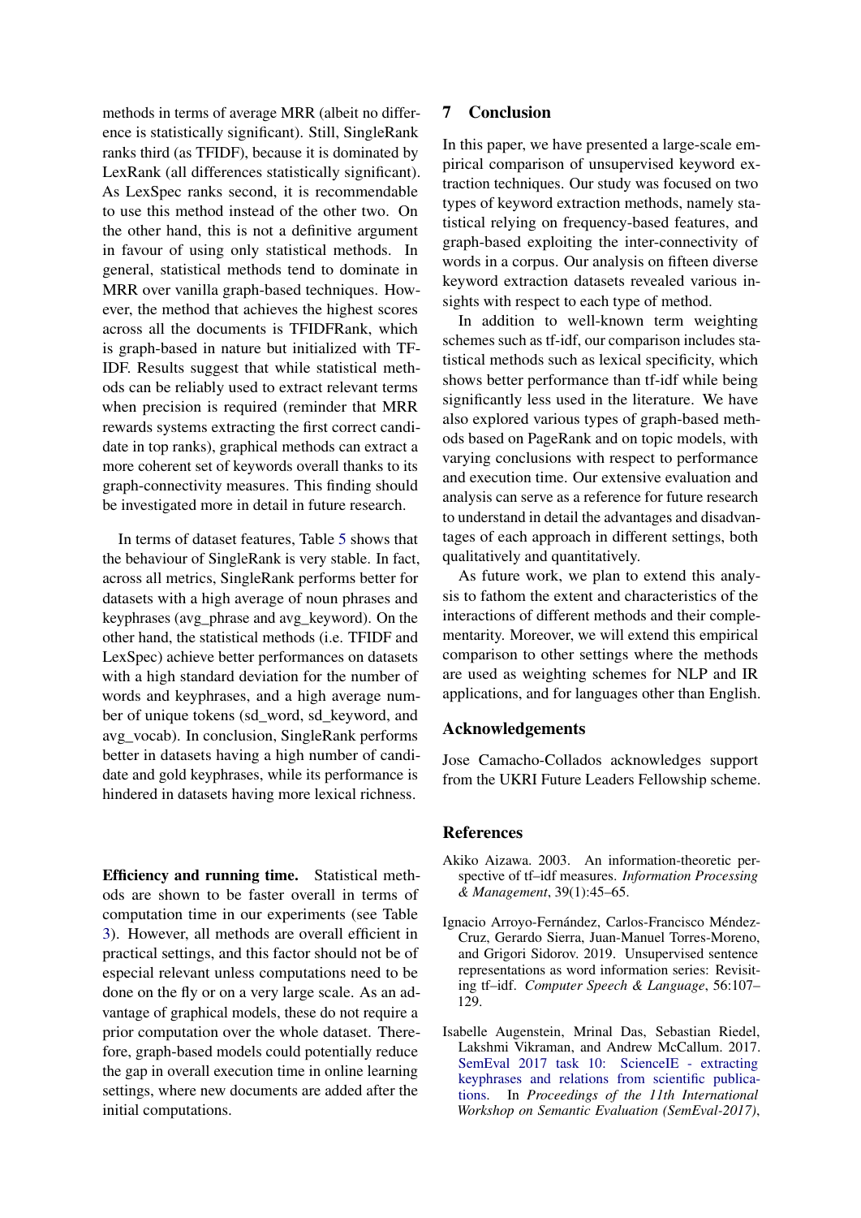methods in terms of average MRR (albeit no difference is statistically significant). Still, SingleRank ranks third (as TFIDF), because it is dominated by LexRank (all differences statistically significant). As LexSpec ranks second, it is recommendable to use this method instead of the other two. On the other hand, this is not a definitive argument in favour of using only statistical methods. In general, statistical methods tend to dominate in MRR over vanilla graph-based techniques. However, the method that achieves the highest scores across all the documents is TFIDFRank, which is graph-based in nature but initialized with TF-IDF. Results suggest that while statistical methods can be reliably used to extract relevant terms when precision is required (reminder that MRR rewards systems extracting the first correct candidate in top ranks), graphical methods can extract a more coherent set of keywords overall thanks to its graph-connectivity measures. This finding should be investigated more in detail in future research.

In terms of dataset features, Table 5 shows that the behaviour of SingleRank is very stable. In fact, across all metrics, SingleRank performs better for datasets with a high average of noun phrases and keyphrases (avg_phrase and avg_keyword). On the other hand, the statistical methods (i.e. TFIDF and LexSpec) achieve better performances on datasets with a high standard deviation for the number of words and keyphrases, and a high average number of unique tokens (sd_word, sd_keyword, and avg_vocab). In conclusion, SingleRank performs better in datasets having a high number of candidate and gold keyphrases, while its performance is hindered in datasets having more lexical richness.

**Efficiency and running time.** Statistical methods are shown to be faster overall in terms of computation time in our experiments (see Table 3). However, all methods are overall efficient in practical settings, and this factor should not be of especial relevant unless computations need to be done on the fly or on a very large scale. As an advantage of graphical models, these do not require a prior computation over the whole dataset. Therefore, graph-based models could potentially reduce the gap in overall execution time in online learning settings, where new documents are added after the initial computations.

## 7 Conclusion

In this paper, we have presented a large-scale empirical comparison of unsupervised keyword extraction techniques. Our study was focused on two types of keyword extraction methods, namely statistical relying on frequency-based features, and graph-based exploiting the inter-connectivity of words in a corpus. Our analysis on fifteen diverse keyword extraction datasets revealed various insights with respect to each type of method.

In addition to well-known term weighting schemes such as tf-idf, our comparison includes statistical methods such as lexical specificity, which shows better performance than tf-idf while being significantly less used in the literature. We have also explored various types of graph-based methods based on PageRank and on topic models, with varying conclusions with respect to performance and execution time. Our extensive evaluation and analysis can serve as a reference for future research to understand in detail the advantages and disadvantages of each approach in different settings, both qualitatively and quantitatively.

As future work, we plan to extend this analysis to fathom the extent and characteristics of the interactions of different methods and their complementarity. Moreover, we will extend this empirical comparison to other settings where the methods are used as weighting schemes for NLP and IR applications, and for languages other than English.

## Acknowledgements

Jose Camacho-Collados acknowledges support from the UKRI Future Leaders Fellowship scheme.

## References

Akiko Aizawa. 2003. An information-theoretic perspective of tf–idf measures. *Information Processing & Management*, 39(1):45–65.

Ignacio Arroyo-Fernández, Carlos-Francisco Méndez-Cruz, Gerardo Sierra, Juan-Manuel Torres-Moreno, and Grigori Sidorov. 2019. Unsupervised sentence representations as word information series: Revisiting tf–idf. *Computer Speech & Language*, 56:107–129.

Isabelle Augenstein, Mrinal Das, Sebastian Riedel, Lakshmi Vikraman, and Andrew McCallum. 2017. SemEval 2017 task 10: ScienceIE - extracting keyphrases and relations from scientific publications. In *Proceedings of the 11th International Workshop on Semantic Evaluation (SemEval-2017)*,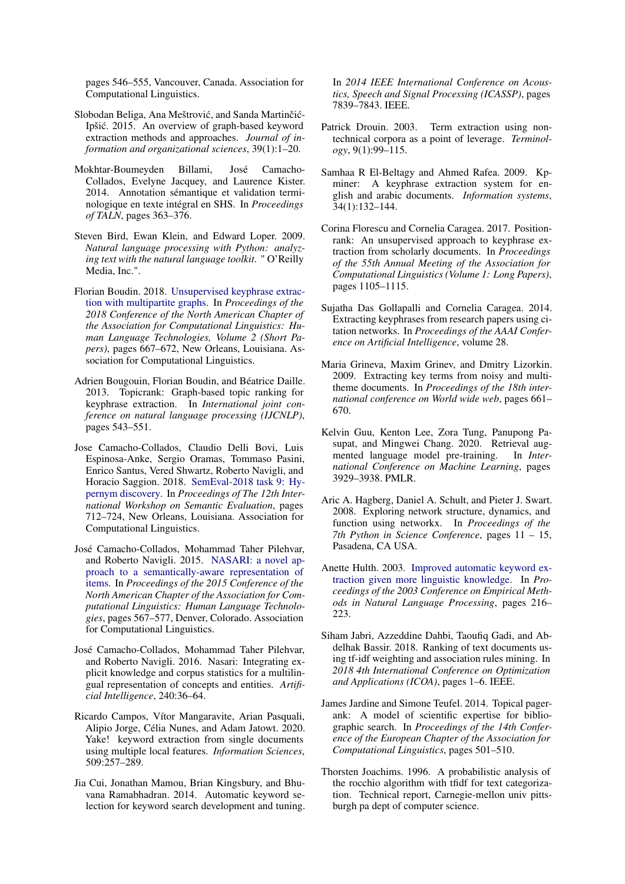pages 546–555, Vancouver, Canada. Association for Computational Linguistics.

Slobodan Beliga, Ana Meštrović, and Sanda Martinčić-Ipšić. 2015. An overview of graph-based keyword extraction methods and approaches. *Journal of information and organizational sciences*, 39(1):1–20.

Mokhtar-Boumeyden Billami, José Camacho-Collados, Evelyne Jacquey, and Laurence Kister. 2014. Annotation sémantique et validation terminologique en texte intégral en SHS. In *Proceedings of TALN*, pages 363–376.

Steven Bird, Ewan Klein, and Edward Loper. 2009. *Natural language processing with Python: analyzing text with the natural language toolkit*. " O'Reilly Media, Inc.".

Florian Boudin. 2018. Unsupervised keyphrase extraction with multipartite graphs. In *Proceedings of the 2018 Conference of the North American Chapter of the Association for Computational Linguistics: Human Language Technologies, Volume 2 (Short Papers)*, pages 667–672, New Orleans, Louisiana. Association for Computational Linguistics.

Adrien Bougouin, Florian Boudin, and Béatrice Daille. 2013. Topicrank: Graph-based topic ranking for keyphrase extraction. In *International joint conference on natural language processing (IJCNLP)*, pages 543–551.

Jose Camacho-Collados, Claudio Delli Bovi, Luis Espinosa-Anke, Sergio Oramas, Tommaso Pasini, Enrico Santus, Vered Shwartz, Roberto Navigli, and Horacio Saggion. 2018. SemEval-2018 task 9: Hypernym discovery. In *Proceedings of The 12th International Workshop on Semantic Evaluation*, pages 712–724, New Orleans, Louisiana. Association for Computational Linguistics.

José Camacho-Collados, Mohammad Taher Pilehvar, and Roberto Navigli. 2015. NASARI: a novel approach to a semantically-aware representation of items. In *Proceedings of the 2015 Conference of the North American Chapter of the Association for Computational Linguistics: Human Language Technologies*, pages 567–577, Denver, Colorado. Association for Computational Linguistics.

José Camacho-Collados, Mohammad Taher Pilehvar, and Roberto Navigli. 2016. Nasari: Integrating explicit knowledge and corpus statistics for a multilingual representation of concepts and entities. *Artificial Intelligence*, 240:36–64.

Ricardo Campos, Vítor Mangaravite, Arian Pasquali, Alipio Jorge, Célia Nunes, and Adam Jatowt. 2020. Yake! keyword extraction from single documents using multiple local features. *Information Sciences*, 509:257–289.

Jia Cui, Jonathan Mamou, Brian Kingsbury, and Bhuvana Ramabhadran. 2014. Automatic keyword selection for keyword search development and tuning. In *2014 IEEE International Conference on Acoustics, Speech and Signal Processing (ICASSP)*, pages 7839–7843. IEEE.

Patrick Drouin. 2003. Term extraction using non-technical corpora as a point of leverage. *Terminology*, 9(1):99–115.

Samhaa R El-Beltagy and Ahmed Rafea. 2009. Kp-miner: A keyphrase extraction system for english and arabic documents. *Information systems*, 34(1):132–144.

Corina Florescu and Cornelia Caragea. 2017. Position-rank: An unsupervised approach to keyphrase extraction from scholarly documents. In *Proceedings of the 55th Annual Meeting of the Association for Computational Linguistics (Volume 1: Long Papers)*, pages 1105–1115.

Sujatha Das Gollapalli and Cornelia Caragea. 2014. Extracting keyphrases from research papers using citation networks. In *Proceedings of the AAAI Conference on Artificial Intelligence*, volume 28.

Maria Grineva, Maxim Grinev, and Dmitry Lizorkin. 2009. Extracting key terms from noisy and multi-theme documents. In *Proceedings of the 18th international conference on World wide web*, pages 661–670.

Kelvin Guu, Kenton Lee, Zora Tung, Panupong Pasupat, and Mingwei Chang. 2020. Retrieval augmented language model pre-training. In *International Conference on Machine Learning*, pages 3929–3938. PMLR.

Aric A. Hagberg, Daniel A. Schult, and Pieter J. Swart. 2008. Exploring network structure, dynamics, and function using networkx. In *Proceedings of the 7th Python in Science Conference*, pages 11 – 15, Pasadena, CA USA.

Anette Hulth. 2003. Improved automatic keyword extraction given more linguistic knowledge. In *Proceedings of the 2003 Conference on Empirical Methods in Natural Language Processing*, pages 216–223.

Siham Jabri, Azzeddine Dahbi, Taoufiq Gadi, and Abdelhak Bassir. 2018. Ranking of text documents using tf-idf weighting and association rules mining. In *2018 4th International Conference on Optimization and Applications (ICOA)*, pages 1–6. IEEE.

James Jardine and Simone Teufel. 2014. Topical pagerank: A model of scientific expertise for bibliographic search. In *Proceedings of the 14th Conference of the European Chapter of the Association for Computational Linguistics*, pages 501–510.

Thorsten Joachims. 1996. A probabilistic analysis of the rocchio algorithm with tfidf for text categorization. Technical report, Carnegie-mellon univ pittsburgh pa dept of computer science.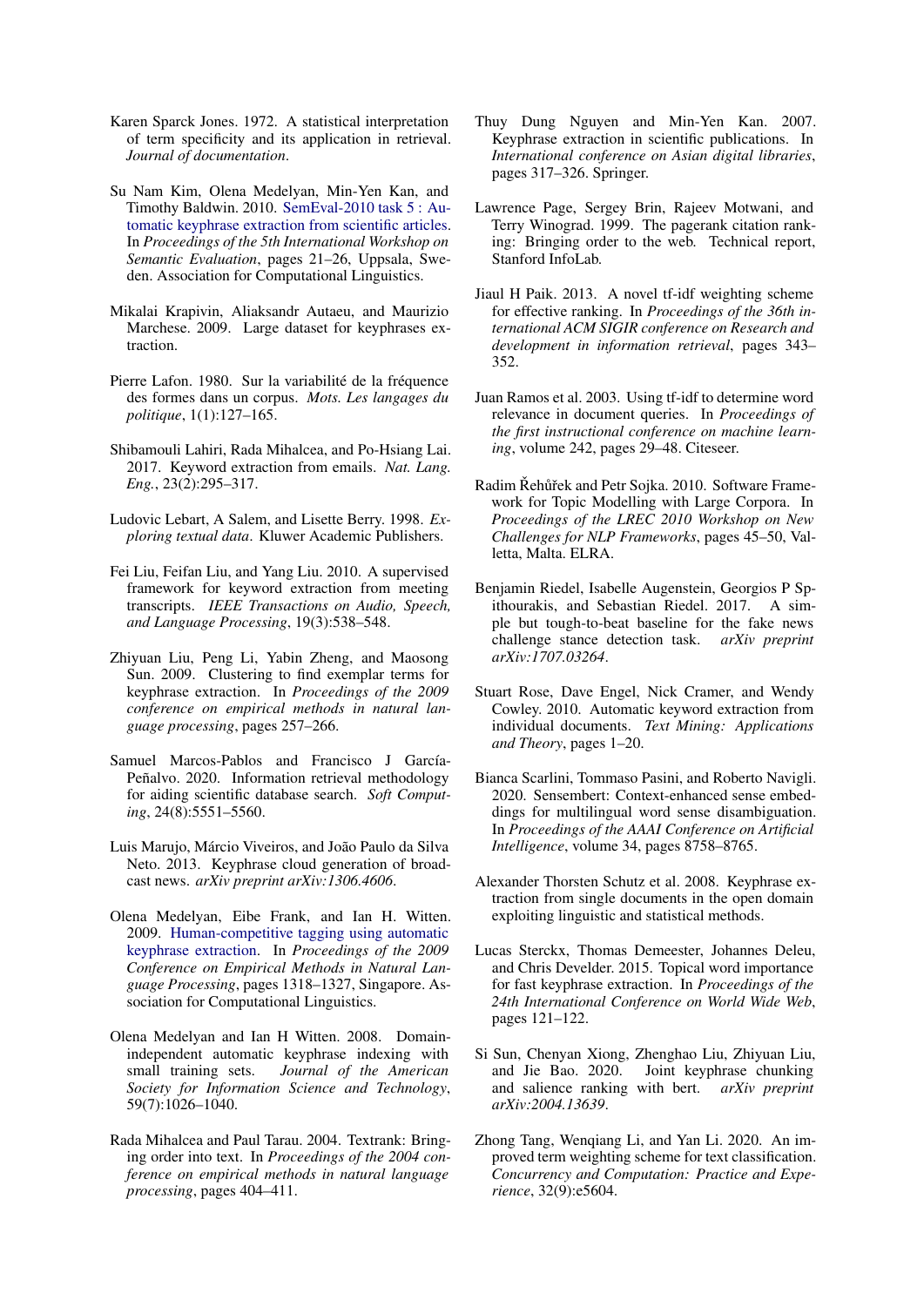Karen Sparck Jones. 1972. A statistical interpretation of term specificity and its application in retrieval. *Journal of documentation*.

Su Nam Kim, Olena Medelyan, Min-Yen Kan, and Timothy Baldwin. 2010. SemEval-2010 task 5 : Automatic keyphrase extraction from scientific articles. In *Proceedings of the 5th International Workshop on Semantic Evaluation*, pages 21–26, Uppsala, Sweden. Association for Computational Linguistics.

Mikalai Krapivin, Aliaksandr Autaeu, and Maurizio Marchese. 2009. Large dataset for keyphrases extraction.

Pierre Lafon. 1980. Sur la variabilité de la fréquence des formes dans un corpus. *Mots. Les langages du politique*, 1(1):127–165.

Shibamouli Lahiri, Rada Mihalcea, and Po-Hsiang Lai. 2017. Keyword extraction from emails. *Nat. Lang. Eng.*, 23(2):295–317.

Ludovic Lebart, A Salem, and Lisette Berry. 1998. *Exploring textual data*. Kluwer Academic Publishers.

Fei Liu, Feifan Liu, and Yang Liu. 2010. A supervised framework for keyword extraction from meeting transcripts. *IEEE Transactions on Audio, Speech, and Language Processing*, 19(3):538–548.

Zhiyuan Liu, Peng Li, Yabin Zheng, and Maosong Sun. 2009. Clustering to find exemplar terms for keyphrase extraction. In *Proceedings of the 2009 conference on empirical methods in natural language processing*, pages 257–266.

Samuel Marcos-Pablos and Francisco J García-Peñalvo. 2020. Information retrieval methodology for aiding scientific database search. *Soft Computing*, 24(8):5551–5560.

Luis Marujo, Márcio Viveiros, and João Paulo da Silva Neto. 2013. Keyphrase cloud generation of broadcast news. *arXiv preprint arXiv:1306.4606*.

Olena Medelyan, Eibe Frank, and Ian H. Witten. 2009. Human-competitive tagging using automatic keyphrase extraction. In *Proceedings of the 2009 Conference on Empirical Methods in Natural Language Processing*, pages 1318–1327, Singapore. Association for Computational Linguistics.

Olena Medelyan and Ian H Witten. 2008. Domain-independent automatic keyphrase indexing with small training sets. *Journal of the American Society for Information Science and Technology*, 59(7):1026–1040.

Rada Mihalcea and Paul Tarau. 2004. Textrank: Bringing order into text. In *Proceedings of the 2004 conference on empirical methods in natural language processing*, pages 404–411.

Thuy Dung Nguyen and Min-Yen Kan. 2007. Keyphrase extraction in scientific publications. In *International conference on Asian digital libraries*, pages 317–326. Springer.

Lawrence Page, Sergey Brin, Rajeev Motwani, and Terry Winograd. 1999. The pagerank citation ranking: Bringing order to the web. Technical report, Stanford InfoLab.

Jiaul H Paik. 2013. A novel tf-idf weighting scheme for effective ranking. In *Proceedings of the 36th international ACM SIGIR conference on Research and development in information retrieval*, pages 343–352.

Juan Ramos et al. 2003. Using tf-idf to determine word relevance in document queries. In *Proceedings of the first instructional conference on machine learning*, volume 242, pages 29–48. Citeseer.

Radim Řehůřek and Petr Sojka. 2010. Software Framework for Topic Modelling with Large Corpora. In *Proceedings of the LREC 2010 Workshop on New Challenges for NLP Frameworks*, pages 45–50, Valletta, Malta. ELRA.

Benjamin Riedel, Isabelle Augenstein, Georgios P Spithourakis, and Sebastian Riedel. 2017. A simple but tough-to-beat baseline for the fake news challenge stance detection task. *arXiv preprint arXiv:1707.03264*.

Stuart Rose, Dave Engel, Nick Cramer, and Wendy Cowley. 2010. Automatic keyword extraction from individual documents. *Text Mining: Applications and Theory*, pages 1–20.

Bianca Scarlini, Tommaso Pasini, and Roberto Navigli. 2020. Sensembert: Context-enhanced sense embeddings for multilingual word sense disambiguation. In *Proceedings of the AAAI Conference on Artificial Intelligence*, volume 34, pages 8758–8765.

Alexander Thorsten Schutz et al. 2008. Keyphrase extraction from single documents in the open domain exploiting linguistic and statistical methods.

Lucas Sterckx, Thomas Demeester, Johannes Deleu, and Chris Develder. 2015. Topical word importance for fast keyphrase extraction. In *Proceedings of the 24th International Conference on World Wide Web*, pages 121–122.

Si Sun, Chenyan Xiong, Zhenghao Liu, Zhiyuan Liu, and Jie Bao. 2020. Joint keyphrase chunking and salience ranking with bert. *arXiv preprint arXiv:2004.13639*.

Zhong Tang, Wenqiang Li, and Yan Li. 2020. An improved term weighting scheme for text classification. *Concurrency and Computation: Practice and Experience*, 32(9):e5604.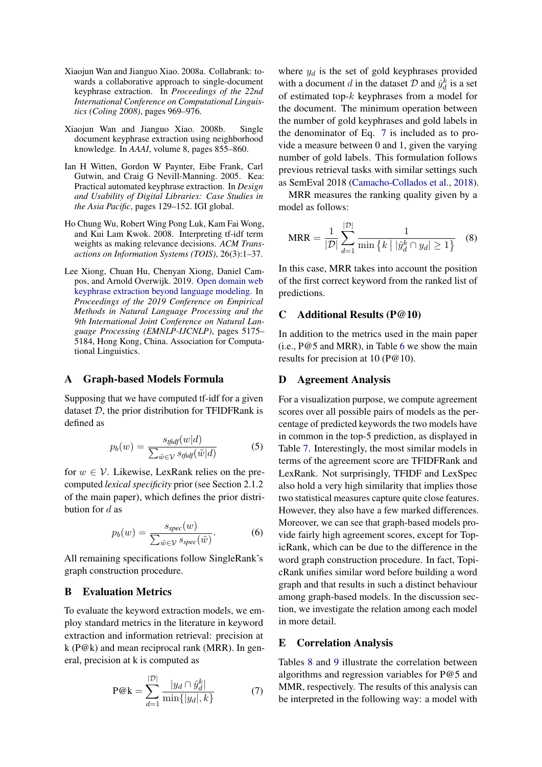Xiaojun Wan and Jianguo Xiao. 2008a. Collabrank: towards a collaborative approach to single-document keyphrase extraction. In *Proceedings of the 22nd International Conference on Computational Linguistics (Coling 2008)*, pages 969–976.

Xiaojun Wan and Jianguo Xiao. 2008b. Single document keyphrase extraction using neighborhood knowledge. In *AAAI*, volume 8, pages 855–860.

Ian H Witten, Gordon W Paynter, Eibe Frank, Carl Gutwin, and Craig G Nevill-Manning. 2005. Kea: Practical automated keyphrase extraction. In *Design and Usability of Digital Libraries: Case Studies in the Asia Pacific*, pages 129–152. IGI global.

Ho Chung Wu, Robert Wing Pong Luk, Kam Fai Wong, and Kui Lam Kwok. 2008. Interpreting tf-idf term weights as making relevance decisions. *ACM Transactions on Information Systems (TOIS)*, 26(3):1–37.

Lee Xiong, Chuan Hu, Chenyan Xiong, Daniel Campos, and Arnold Overwijk. 2019. Open domain web keyphrase extraction beyond language modeling. In *Proceedings of the 2019 Conference on Empirical Methods in Natural Language Processing and the 9th International Joint Conference on Natural Language Processing (EMNLP-IJCNLP)*, pages 5175–5184, Hong Kong, China. Association for Computational Linguistics.

## A Graph-based Models Formula

Supposing that we have computed tf-idf for a given dataset $\mathcal{D}$, the prior distribution for TFIDFRank is defined as

$$p_b(w) = \frac{s_{\mathit{tfidf}}(w|d)}{\sum_{\tilde{w}\in\mathcal{V}} s_{\mathit{tfidf}}(\tilde{w}|d)} \tag{5}$$

for $w \in \mathcal{V}$. Likewise, LexRank relies on the pre-computed *lexical specificity* prior (see Section 2.1.2 of the main paper), which defines the prior distribution for $d$ as

$$p_b(w) = \frac{s_{spec}(w)}{\sum_{\tilde{w}\in\mathcal{V}} s_{spec}(\tilde{w})}. \tag{6}$$

All remaining specifications follow SingleRank's graph construction procedure.

## B Evaluation Metrics

To evaluate the keyword extraction models, we employ standard metrics in the literature in keyword extraction and information retrieval: precision at k (P@k) and mean reciprocal rank (MRR). In general, precision at k is computed as

$$\text{P@k} = \sum_{d=1}^{|\mathcal{D}|} \frac{|y_d \cap \hat{y}_d^k|}{\min\{|y_d|, k\}} \tag{7}$$

where $y_d$ is the set of gold keyphrases provided with a document $d$ in the dataset $\mathcal{D}$ and $\hat{y}_d^k$ is a set of estimated top-$k$ keyphrases from a model for the document. The minimum operation between the number of gold keyphrases and gold labels in the denominator of Eq. 7 is included as to provide a measure between 0 and 1, given the varying number of gold labels. This formulation follows previous retrieval tasks with similar settings such as SemEval 2018 (Camacho-Collados et al., 2018).

MRR measures the ranking quality given by a model as follows:

$$\text{MRR} = \frac{1}{|\mathcal{D}|} \sum_{d=1}^{|\mathcal{D}|} \frac{1}{\min\left\{k \mid |\hat{y}_d^k \cap y_d| \geq 1\right\}} \tag{8}$$

In this case, MRR takes into account the position of the first correct keyword from the ranked list of predictions.

## C Additional Results (P@10)

In addition to the metrics used in the main paper (i.e., P@5 and MRR), in Table 6 we show the main results for precision at 10 (P@10).

## D Agreement Analysis

For a visualization purpose, we compute agreement scores over all possible pairs of models as the percentage of predicted keywords the two models have in common in the top-5 prediction, as displayed in Table 7. Interestingly, the most similar models in terms of the agreement score are TFIDFRank and LexRank. Not surprisingly, TFIDF and LexSpec also hold a very high similarity that implies those two statistical measures capture quite close features. However, they also have a few marked differences. Moreover, we can see that graph-based models provide fairly high agreement scores, except for TopicRank, which can be due to the difference in the word graph construction procedure. In fact, TopicRank unifies similar word before building a word graph and that results in such a distinct behaviour among graph-based models. In the discussion section, we investigate the relation among each model in more detail.

## E Correlation Analysis

Tables 8 and 9 illustrate the correlation between algorithms and regression variables for P@5 and MRR, respectively. The results of this analysis can be interpreted in the following way: a model with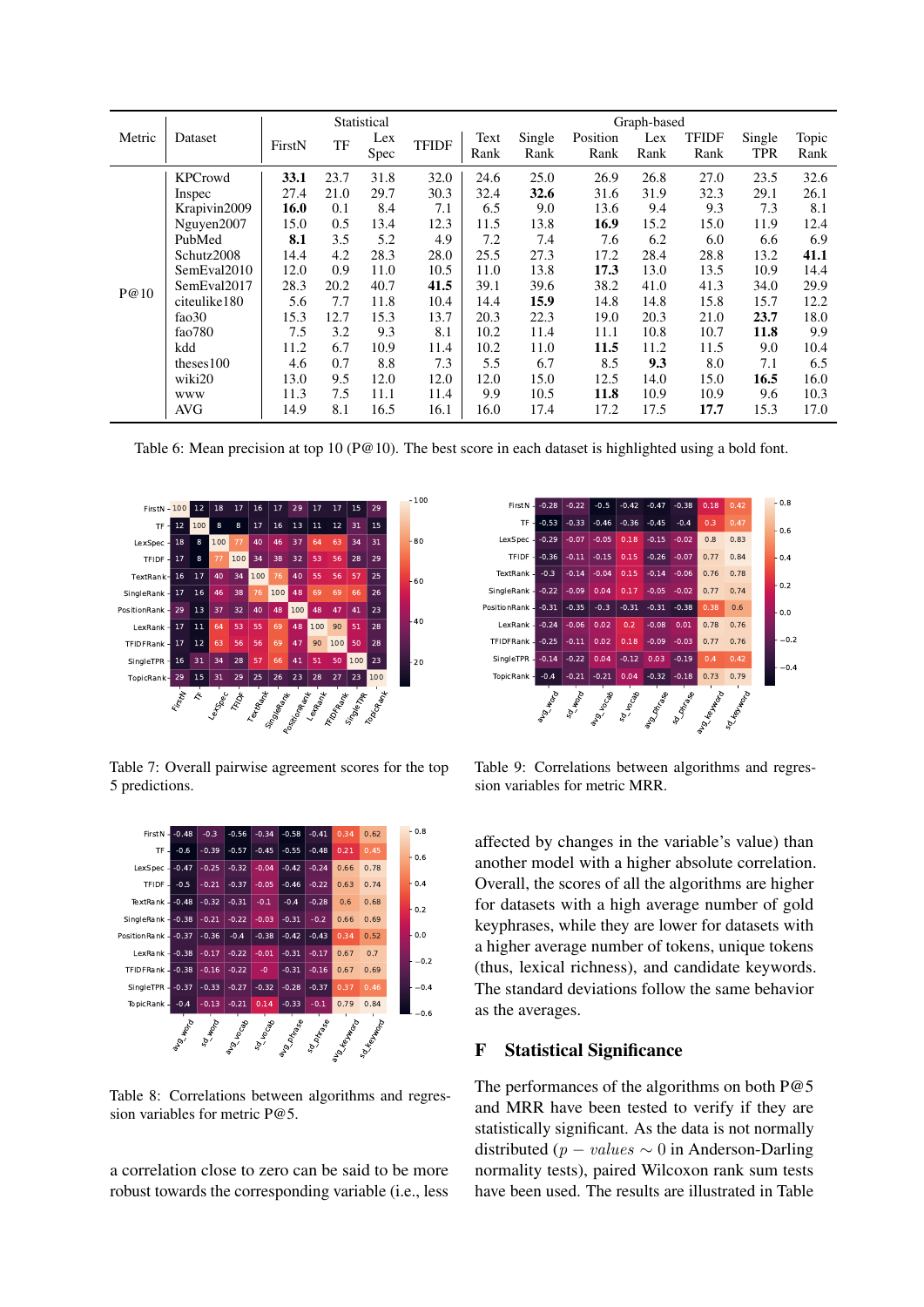| Metric | Dataset | Statistical | | | | Graph-based | | | | | | |
|---|---|---|---|---|---|---|---|---|---|---|---|---|
| | | FirstN | TF | Lex Spec | TFIDF | Text Rank | Single Rank | Position Rank | Lex Rank | TFIDF Rank | Single TPR | Topic Rank |
| P@10 | KPCrowd | **33.1** | 23.7 | 31.8 | 32.0 | 24.6 | 25.0 | 26.9 | 26.8 | 27.0 | 23.5 | 32.6 |
| | Inspec | 27.4 | 21.0 | 29.7 | 30.3 | 32.4 | **32.6** | 31.6 | 31.9 | 32.3 | 29.1 | 26.1 |
| | Krapivin2009 | **16.0** | 0.1 | 8.4 | 7.1 | 6.5 | 9.0 | 13.6 | 9.4 | 9.3 | 7.3 | 8.1 |
| | Nguyen2007 | 15.0 | 0.5 | 13.4 | 12.3 | 11.5 | 13.8 | **16.9** | 15.2 | 15.0 | 11.9 | 12.4 |
| | PubMed | **8.1** | 3.5 | 5.2 | 4.9 | 7.2 | 7.4 | 7.6 | 6.2 | 6.0 | 6.6 | 6.9 |
| | Schutz2008 | 14.4 | 4.2 | 28.3 | 28.0 | 25.5 | 27.3 | 17.2 | 28.4 | 28.8 | 13.2 | **41.1** |
| | SemEval2010 | 12.0 | 0.9 | 11.0 | 10.5 | 11.0 | 13.8 | **17.3** | 13.0 | 13.5 | 10.9 | 14.4 |
| | SemEval2017 | 28.3 | 20.2 | 40.7 | **41.5** | 39.1 | 39.6 | 38.2 | 41.0 | 41.3 | 34.0 | 29.9 |
| | citeulike180 | 5.6 | 7.7 | 11.8 | 10.4 | 14.4 | **15.9** | 14.8 | 14.8 | 15.8 | 15.7 | 12.2 |
| | fao30 | 15.3 | 12.7 | 15.3 | 13.7 | 20.3 | 22.3 | 19.0 | 20.3 | 21.0 | **23.7** | 18.0 |
| | fao780 | 7.5 | 3.2 | 9.3 | 8.1 | 10.2 | 11.4 | 11.1 | 10.8 | 10.7 | **11.8** | 9.9 |
| | kdd | 11.2 | 6.7 | 10.9 | 11.4 | 10.2 | 11.0 | **11.5** | 11.2 | 11.5 | 9.0 | 10.4 |
| | theses100 | 4.6 | 0.7 | 8.8 | 7.3 | 5.5 | 6.7 | 8.5 | **9.3** | 8.0 | 7.1 | 6.5 |
| | wiki20 | 13.0 | 9.5 | 12.0 | 12.0 | 12.0 | 15.0 | 12.5 | 14.0 | 15.0 | **16.5** | 16.0 |
| | www | 11.3 | 7.5 | 11.1 | 11.4 | 9.9 | 10.5 | **11.8** | 10.9 | 10.9 | 9.6 | 10.3 |
| | AVG | 14.9 | 8.1 | 16.5 | 16.1 | 16.0 | 17.4 | 17.2 | 17.5 | **17.7** | 15.3 | 17.0 |

Table 6: Mean precision at top 10 (P@10). The best score in each dataset is highlighted using a bold font.

| | FirstN | TF | LexSpec | TFIDF | TextRank | SingleRank | PositionRank | LexRank | TFIDFRank | SingleTPR | TopicRank |
|---|---|---|---|---|---|---|---|---|---|---|---|
| FirstN | 100 | 12 | 18 | 17 | 16 | 17 | 29 | 17 | 17 | 15 | 29 |
| TF | 12 | 100 | 8 | 8 | 17 | 16 | 13 | 11 | 12 | 31 | 15 |
| LexSpec | 18 | 8 | 100 | 77 | 40 | 46 | 37 | 64 | 63 | 34 | 31 |
| TFIDF | 17 | 8 | 77 | 100 | 34 | 38 | 32 | 53 | 56 | 28 | 29 |
| TextRank | 16 | 17 | 40 | 34 | 100 | 76 | 40 | 55 | 56 | 57 | 25 |
| SingleRank | 17 | 16 | 46 | 38 | 76 | 100 | 48 | 69 | 69 | 66 | 26 |
| PositionRank | 29 | 13 | 37 | 32 | 40 | 48 | 100 | 48 | 47 | 41 | 23 |
| LexRank | 17 | 11 | 64 | 53 | 55 | 69 | 48 | 100 | 90 | 51 | 28 |
| TFIDFRank | 17 | 12 | 63 | 56 | 56 | 69 | 47 | 90 | 100 | 50 | 28 |
| SingleTPR | 16 | 31 | 34 | 28 | 57 | 66 | 41 | 51 | 50 | 100 | 23 |
| TopicRank | 29 | 15 | 31 | 29 | 25 | 26 | 23 | 28 | 27 | 23 | 100 |

Table 7: Overall pairwise agreement scores for the top 5 predictions.

| | avg_word | sd_word | avg_vocab | sd_vocab | avg_phrase | sd_phrase | avg_keyword | sd_keyword |
|---|---|---|---|---|---|---|---|---|
| FirstN | -0.28 | -0.22 | -0.5 | -0.42 | -0.47 | -0.38 | 0.18 | 0.42 |
| TF | -0.53 | -0.33 | -0.46 | -0.36 | -0.45 | -0.4 | 0.3 | 0.47 |
| LexSpec | -0.29 | -0.07 | -0.05 | 0.18 | -0.15 | -0.02 | 0.8 | 0.83 |
| TFIDF | -0.36 | -0.11 | -0.15 | 0.15 | -0.26 | -0.07 | 0.77 | 0.84 |
| TextRank | -0.3 | -0.14 | -0.04 | 0.15 | -0.14 | -0.06 | 0.76 | 0.78 |
| SingleRank | -0.22 | -0.09 | 0.04 | 0.17 | -0.05 | -0.02 | 0.77 | 0.74 |
| PositionRank | -0.31 | -0.35 | -0.3 | -0.31 | -0.31 | -0.38 | 0.38 | 0.6 |
| LexRank | -0.24 | -0.06 | 0.02 | 0.2 | -0.08 | 0.01 | 0.78 | 0.76 |
| TFIDFRank | -0.25 | -0.11 | 0.02 | 0.18 | -0.09 | -0.03 | 0.77 | 0.76 |
| SingleTPR | -0.14 | -0.22 | 0.04 | -0.12 | 0.03 | -0.19 | 0.4 | 0.42 |
| TopicRank | -0.4 | -0.21 | -0.21 | 0.04 | -0.32 | -0.18 | 0.73 | 0.79 |

Table 9: Correlations between algorithms and regression variables for metric MRR.

| | avg_word | sd_word | avg_vocab | sd_vocab | avg_phrase | sd_phrase | avg_keyword | sd_keyword |
|---|---|---|---|---|---|---|---|---|
| FirstN | -0.48 | -0.3 | -0.56 | -0.34 | -0.58 | -0.41 | 0.34 | 0.62 |
| TF | -0.6 | -0.39 | -0.57 | -0.45 | -0.55 | -0.48 | 0.21 | 0.45 |
| LexSpec | -0.47 | -0.25 | -0.32 | -0.04 | -0.42 | -0.24 | 0.66 | 0.78 |
| TFIDF | -0.5 | -0.21 | -0.37 | -0.05 | -0.46 | -0.22 | 0.63 | 0.74 |
| TextRank | -0.48 | -0.32 | -0.31 | -0.1 | -0.4 | -0.28 | 0.6 | 0.68 |
| SingleRank | -0.38 | -0.21 | -0.22 | -0.03 | -0.31 | -0.2 | 0.66 | 0.69 |
| PositionRank | -0.37 | -0.36 | -0.4 | -0.38 | -0.42 | -0.43 | 0.34 | 0.52 |
| LexRank | -0.38 | -0.17 | -0.22 | -0.01 | -0.31 | -0.17 | 0.67 | 0.7 |
| TFIDFRank | -0.38 | -0.16 | -0.22 | -0 | -0.31 | -0.16 | 0.67 | 0.69 |
| SingleTPR | -0.37 | -0.33 | -0.27 | -0.32 | -0.28 | -0.37 | 0.37 | 0.46 |
| TopicRank | -0.4 | -0.13 | -0.21 | 0.14 | -0.33 | -0.1 | 0.79 | 0.84 |

Table 8: Correlations between algorithms and regression variables for metric P@5.

a correlation close to zero can be said to be more robust towards the corresponding variable (i.e., less affected by changes in the variable's value) than another model with a higher absolute correlation. Overall, the scores of all the algorithms are higher for datasets with a high average number of gold keyphrases, while they are lower for datasets with a higher average number of tokens, unique tokens (thus, lexical richness), and candidate keywords. The standard deviations follow the same behavior as the averages.

## F Statistical Significance

The performances of the algorithms on both P@5 and MRR have been tested to verify if they are statistically significant. As the data is not normally distributed ($p - values \sim 0$ in Anderson-Darling normality tests), paired Wilcoxon rank sum tests have been used. The results are illustrated in Table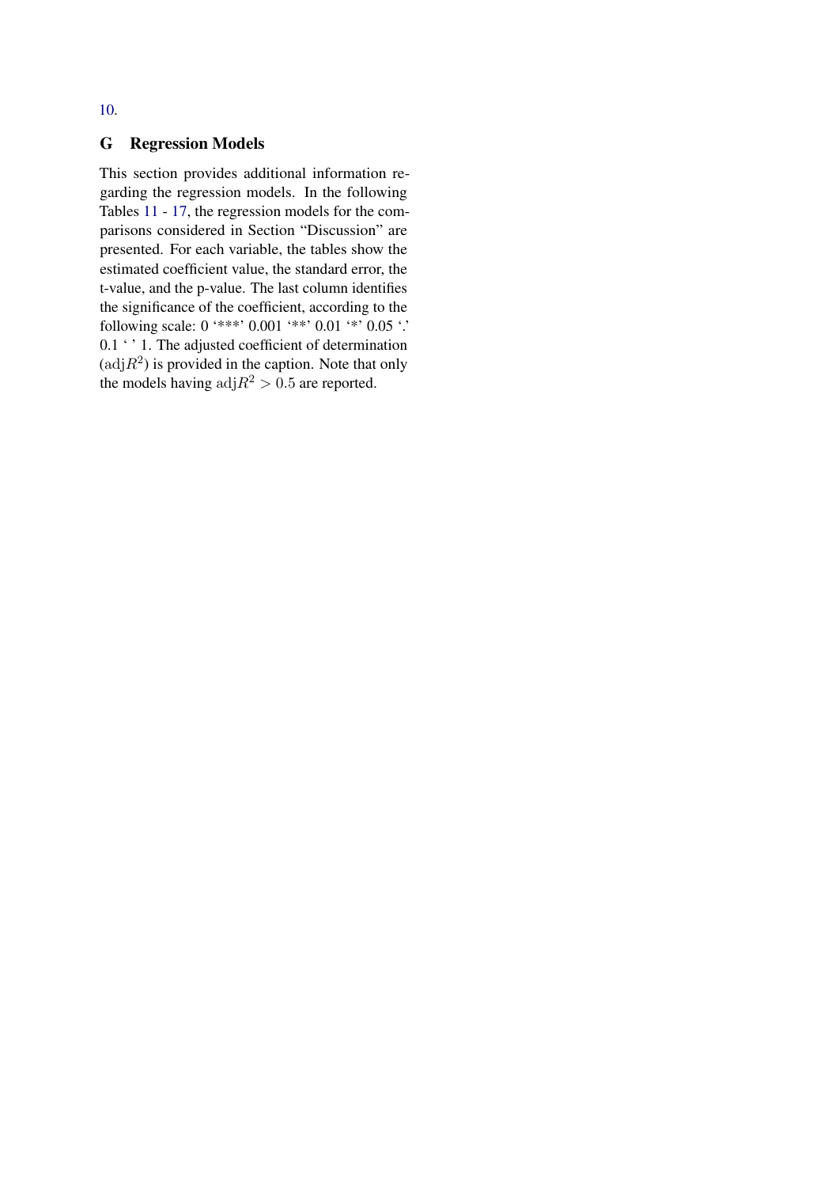10.

## G Regression Models

This section provides additional information regarding the regression models. In the following Tables 11 - 17, the regression models for the comparisons considered in Section “Discussion” are presented. For each variable, the tables show the estimated coefficient value, the standard error, the t-value, and the p-value. The last column identifies the significance of the coefficient, according to the following scale: 0 ‘***’ 0.001 ‘**’ 0.01 ‘*’ 0.05 ‘.’ 0.1 ‘ ’ 1. The adjusted coefficient of determination ($\mathrm{adj}R^2$) is provided in the caption. Note that only the models having $\mathrm{adj}R^2 > 0.5$ are reported.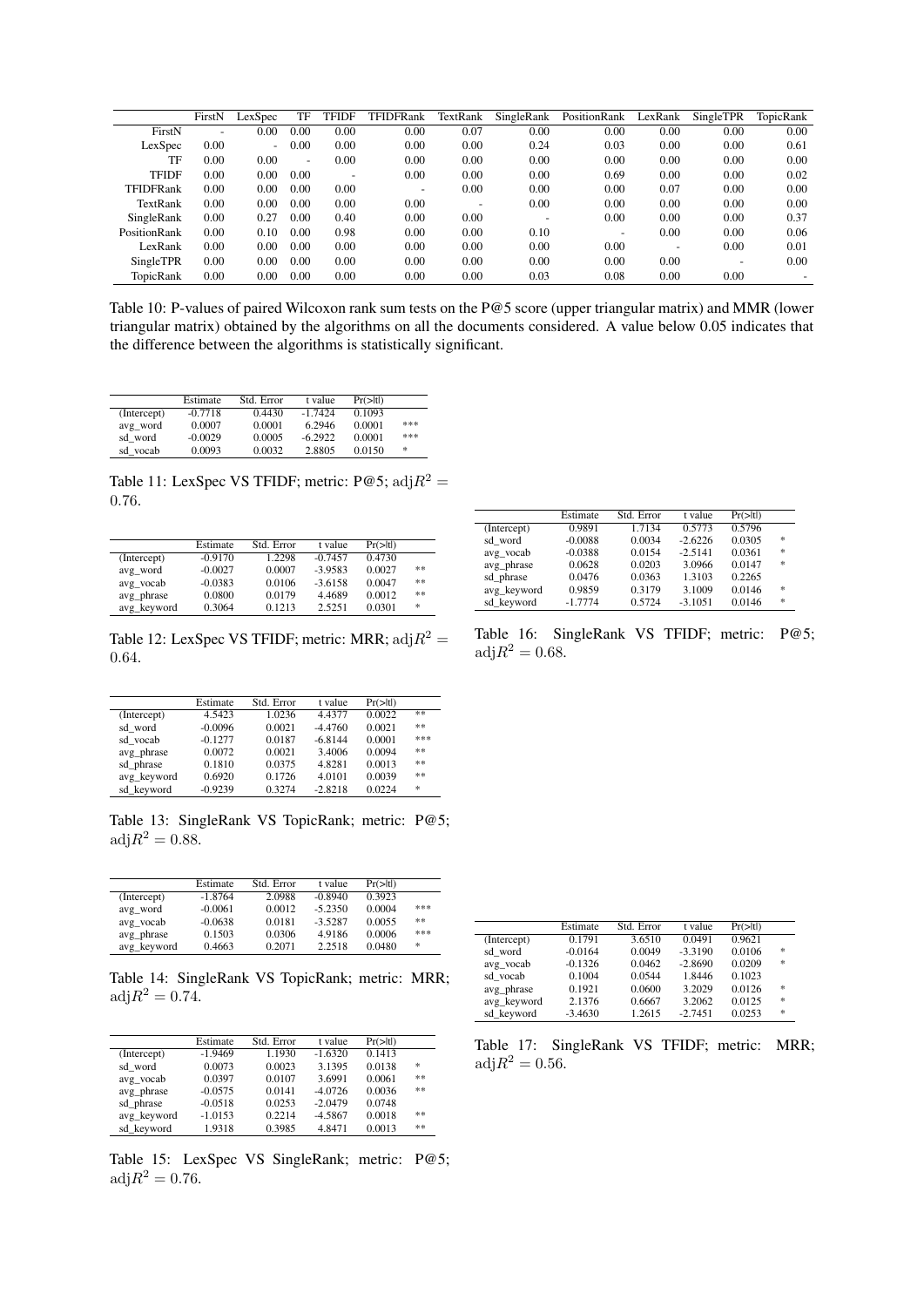| | FirstN | LexSpec | TF | TFIDF | TFIDFRank | TextRank | SingleRank | PositionRank | LexRank | SingleTPR | TopicRank |
|---|---|---|---|---|---|---|---|---|---|---|---|
| FirstN | - | 0.00 | 0.00 | 0.00 | 0.00 | 0.07 | 0.00 | 0.00 | 0.00 | 0.00 | 0.00 |
| LexSpec | 0.00 | - | 0.00 | 0.00 | 0.00 | 0.00 | 0.24 | 0.03 | 0.00 | 0.00 | 0.61 |
| TF | 0.00 | 0.00 | - | 0.00 | 0.00 | 0.00 | 0.00 | 0.00 | 0.00 | 0.00 | 0.00 |
| TFIDF | 0.00 | 0.00 | 0.00 | - | 0.00 | 0.00 | 0.00 | 0.69 | 0.00 | 0.00 | 0.02 |
| TFIDFRank | 0.00 | 0.00 | 0.00 | 0.00 | - | 0.00 | 0.00 | 0.00 | 0.07 | 0.00 | 0.00 |
| TextRank | 0.00 | 0.00 | 0.00 | 0.00 | 0.00 | - | 0.00 | 0.00 | 0.00 | 0.00 | 0.00 |
| SingleRank | 0.00 | 0.27 | 0.00 | 0.40 | 0.00 | 0.00 | - | 0.00 | 0.00 | 0.00 | 0.37 |
| PositionRank | 0.00 | 0.10 | 0.00 | 0.98 | 0.00 | 0.00 | 0.10 | - | 0.00 | 0.00 | 0.06 |
| LexRank | 0.00 | 0.00 | 0.00 | 0.00 | 0.00 | 0.00 | 0.00 | 0.00 | - | 0.00 | 0.01 |
| SingleTPR | 0.00 | 0.00 | 0.00 | 0.00 | 0.00 | 0.00 | 0.00 | 0.00 | 0.00 | - | 0.00 |
| TopicRank | 0.00 | 0.00 | 0.00 | 0.00 | 0.00 | 0.00 | 0.03 | 0.08 | 0.00 | 0.00 | - |

Table 10: P-values of paired Wilcoxon rank sum tests on the P@5 score (upper triangular matrix) and MMR (lower triangular matrix) obtained by the algorithms on all the documents considered. A value below 0.05 indicates that the difference between the algorithms is statistically significant.

| | Estimate | Std. Error | t value | Pr(>\|t\|) | |
|---|---|---|---|---|---|
| (Intercept) | -0.7718 | 0.4430 | -1.7424 | 0.1093 | |
| avg_word | 0.0007 | 0.0001 | 6.2946 | 0.0001 | *** |
| sd_word | -0.0029 | 0.0005 | -6.2922 | 0.0001 | *** |
| sd_vocab | 0.0093 | 0.0032 | 2.8805 | 0.0150 | * |

Table 11: LexSpec VS TFIDF; metric: P@5; $\text{adj}R^2 = 0.76$.

| | Estimate | Std. Error | t value | Pr(>\|t\|) | |
|---|---|---|---|---|---|
| (Intercept) | -0.9170 | 1.2298 | -0.7457 | 0.4730 | |
| avg_word | -0.0027 | 0.0007 | -3.9583 | 0.0027 | ** |
| avg_vocab | -0.0383 | 0.0106 | -3.6158 | 0.0047 | ** |
| avg_phrase | 0.0800 | 0.0179 | 4.4689 | 0.0012 | ** |
| avg_keyword | 0.3064 | 0.1213 | 2.5251 | 0.0301 | * |

Table 12: LexSpec VS TFIDF; metric: MRR; $\text{adj}R^2 = 0.64$.

| | Estimate | Std. Error | t value | Pr(>\|t\|) | |
|---|---|---|---|---|---|
| (Intercept) | 4.5423 | 1.0236 | 4.4377 | 0.0022 | ** |
| sd_word | -0.0096 | 0.0021 | -4.4760 | 0.0021 | ** |
| sd_vocab | -0.1277 | 0.0187 | -6.8144 | 0.0001 | *** |
| avg_phrase | 0.0072 | 0.0021 | 3.4006 | 0.0094 | ** |
| sd_phrase | 0.1810 | 0.0375 | 4.8281 | 0.0013 | ** |
| avg_keyword | 0.6920 | 0.1726 | 4.0101 | 0.0039 | ** |
| sd_keyword | -0.9239 | 0.3274 | -2.8218 | 0.0224 | * |

Table 13: SingleRank VS TopicRank; metric: P@5; $\text{adj}R^2 = 0.88$.

| | Estimate | Std. Error | t value | Pr(>\|t\|) | |
|---|---|---|---|---|---|
| (Intercept) | -1.8764 | 2.0988 | -0.8940 | 0.3923 | |
| avg_word | -0.0061 | 0.0012 | -5.2350 | 0.0004 | *** |
| avg_vocab | -0.0638 | 0.0181 | -3.5287 | 0.0055 | ** |
| avg_phrase | 0.1503 | 0.0306 | 4.9186 | 0.0006 | *** |
| avg_keyword | 0.4663 | 0.2071 | 2.2518 | 0.0480 | * |

Table 14: SingleRank VS TopicRank; metric: MRR; $\text{adj}R^2 = 0.74$.

| | Estimate | Std. Error | t value | Pr(>\|t\|) | |
|---|---|---|---|---|---|
| (Intercept) | -1.9469 | 1.1930 | -1.6320 | 0.1413 | |
| sd_word | 0.0073 | 0.0023 | 3.1395 | 0.0138 | * |
| avg_vocab | 0.0397 | 0.0107 | 3.6991 | 0.0061 | ** |
| avg_phrase | -0.0575 | 0.0141 | -4.0726 | 0.0036 | ** |
| sd_phrase | -0.0518 | 0.0253 | -2.0479 | 0.0748 | |
| avg_keyword | -1.0153 | 0.2214 | -4.5867 | 0.0018 | ** |
| sd_keyword | 1.9318 | 0.3985 | 4.8471 | 0.0013 | ** |

Table 15: LexSpec VS SingleRank; metric: P@5; $\text{adj}R^2 = 0.76$.

| | Estimate | Std. Error | t value | Pr(>\|t\|) | |
|---|---|---|---|---|---|
| (Intercept) | 0.9891 | 1.7134 | 0.5773 | 0.5796 | |
| sd_word | -0.0088 | 0.0034 | -2.6226 | 0.0305 | * |
| avg_vocab | -0.0388 | 0.0154 | -2.5141 | 0.0361 | * |
| avg_phrase | 0.0628 | 0.0203 | 3.0966 | 0.0147 | * |
| sd_phrase | 0.0476 | 0.0363 | 1.3103 | 0.2265 | |
| avg_keyword | 0.9859 | 0.3179 | 3.1009 | 0.0146 | * |
| sd_keyword | -1.7774 | 0.5724 | -3.1051 | 0.0146 | * |

Table 16: SingleRank VS TFIDF; metric: P@5; $\text{adj}R^2 = 0.68$.

| | Estimate | Std. Error | t value | Pr(>\|t\|) | |
|---|---|---|---|---|---|
| (Intercept) | 0.1791 | 3.6510 | 0.0491 | 0.9621 | |
| sd_word | -0.0164 | 0.0049 | -3.3190 | 0.0106 | * |
| avg_vocab | -0.1326 | 0.0462 | -2.8690 | 0.0209 | * |
| sd_vocab | 0.1004 | 0.0544 | 1.8446 | 0.1023 | |
| avg_phrase | 0.1921 | 0.0600 | 3.2029 | 0.0126 | * |
| avg_keyword | 2.1376 | 0.6667 | 3.2062 | 0.0125 | * |
| sd_keyword | -3.4630 | 1.2615 | -2.7451 | 0.0253 | * |

Table 17: SingleRank VS TFIDF; metric: MRR; $\text{adj}R^2 = 0.56$.